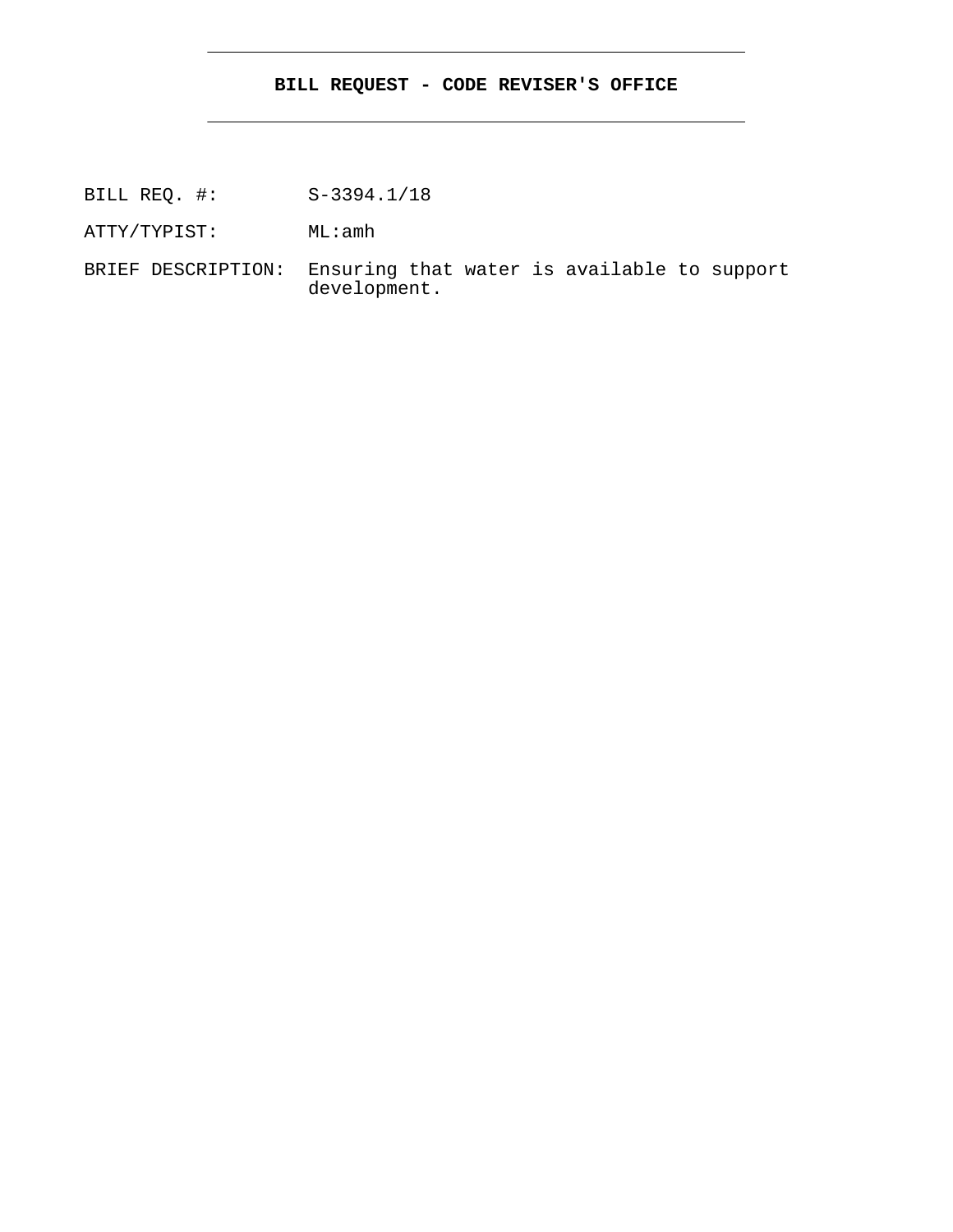**BILL REQUEST - CODE REVISER'S OFFICE**

BILL REQ. #: S-3394.1/18

ATTY/TYPIST: ML:amh

BRIEF DESCRIPTION: Ensuring that water is available to support development.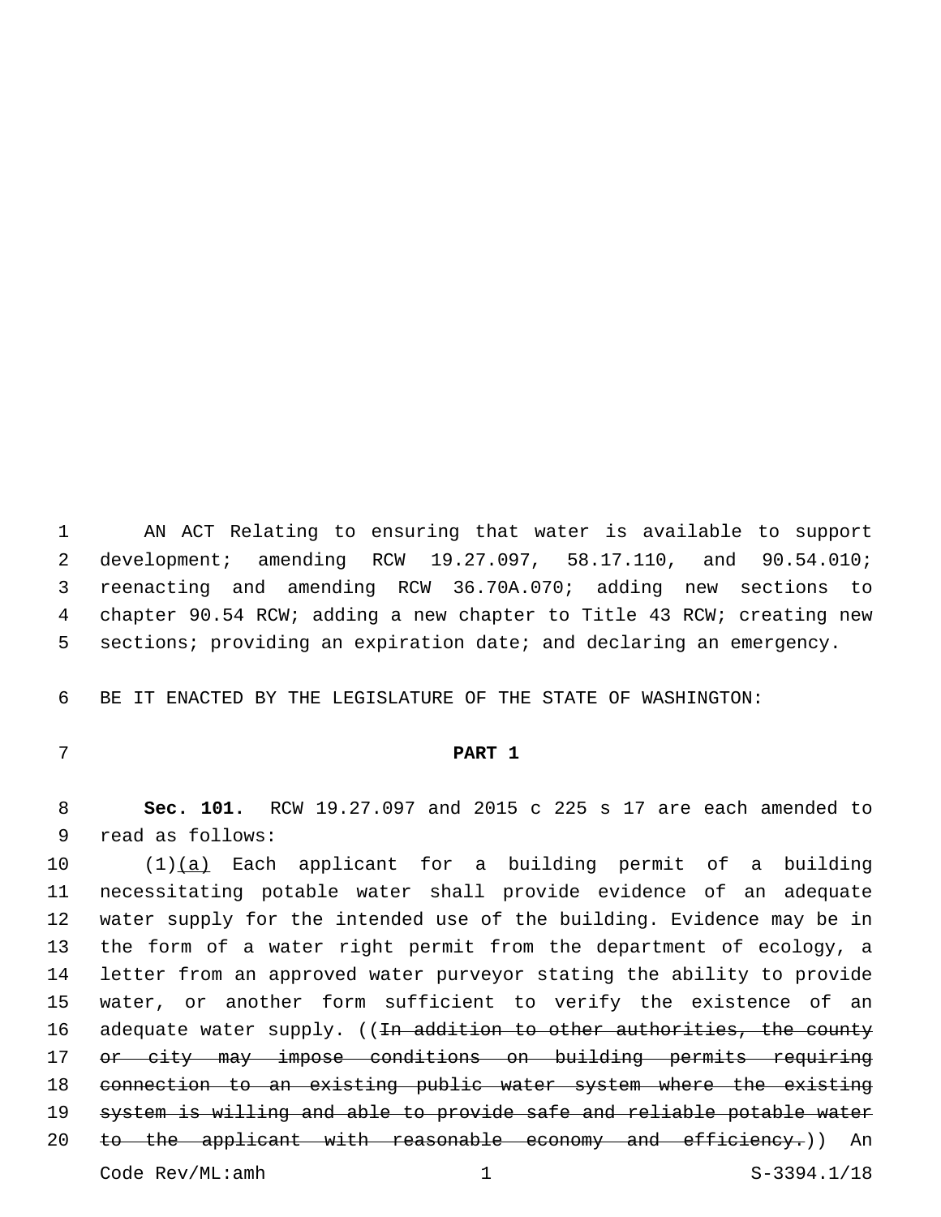AN ACT Relating to ensuring that water is available to support development; amending RCW 19.27.097, 58.17.110, and 90.54.010; reenacting and amending RCW 36.70A.070; adding new sections to chapter 90.54 RCW; adding a new chapter to Title 43 RCW; creating new sections; providing an expiration date; and declaring an emergency.

BE IT ENACTED BY THE LEGISLATURE OF THE STATE OF WASHINGTON:

**PART 1**

**Sec. 101.** RCW 19.27.097 and 2015 c 225 s 17 are each amended to read as follows:

(1)<u>(a)</u> Each applicant for a building permit of a building necessitating potable water shall provide evidence of an adequate water supply for the intended use of the building. Evidence may be in the form of a water right permit from the department of ecology, a letter from an approved water purveyor stating the ability to provide water, or another form sufficient to verify the existence of an adequate water supply. ((~~In addition to other authorities, the county or city may impose conditions on building permits requiring connection to an existing public water system where the existing system is willing and able to provide safe and reliable potable water to the applicant with reasonable economy and efficiency.~~)) An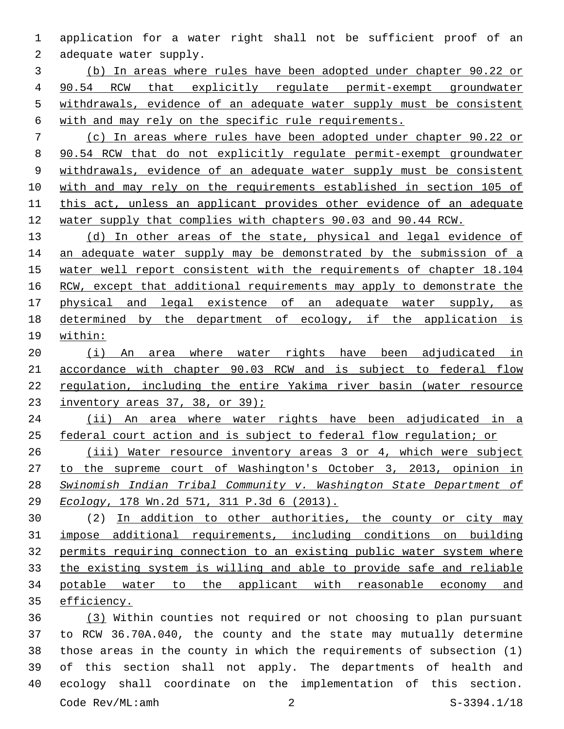application for a water right shall not be sufficient proof of an adequate water supply.

(b) In areas where rules have been adopted under chapter 90.22 or 90.54 RCW that explicitly regulate permit-exempt groundwater withdrawals, evidence of an adequate water supply must be consistent with and may rely on the specific rule requirements.

(c) In areas where rules have been adopted under chapter 90.22 or 90.54 RCW that do not explicitly regulate permit-exempt groundwater withdrawals, evidence of an adequate water supply must be consistent with and may rely on the requirements established in section 105 of this act, unless an applicant provides other evidence of an adequate water supply that complies with chapters 90.03 and 90.44 RCW.

(d) In other areas of the state, physical and legal evidence of an adequate water supply may be demonstrated by the submission of a water well report consistent with the requirements of chapter 18.104 RCW, except that additional requirements may apply to demonstrate the physical and legal existence of an adequate water supply, as determined by the department of ecology, if the application is within:

(i) An area where water rights have been adjudicated in accordance with chapter 90.03 RCW and is subject to federal flow regulation, including the entire Yakima river basin (water resource inventory areas 37, 38, or 39);

(ii) An area where water rights have been adjudicated in a federal court action and is subject to federal flow regulation; or

(iii) Water resource inventory areas 3 or 4, which were subject to the supreme court of Washington's October 3, 2013, opinion in *Swinomish Indian Tribal Community v. Washington State Department of Ecology*, 178 Wn.2d 571, 311 P.3d 6 (2013).

(2) In addition to other authorities, the county or city may impose additional requirements, including conditions on building permits requiring connection to an existing public water system where the existing system is willing and able to provide safe and reliable potable water to the applicant with reasonable economy and efficiency.

(3) Within counties not required or not choosing to plan pursuant to RCW 36.70A.040, the county and the state may mutually determine those areas in the county in which the requirements of subsection (1) of this section shall not apply. The departments of health and ecology shall coordinate on the implementation of this section.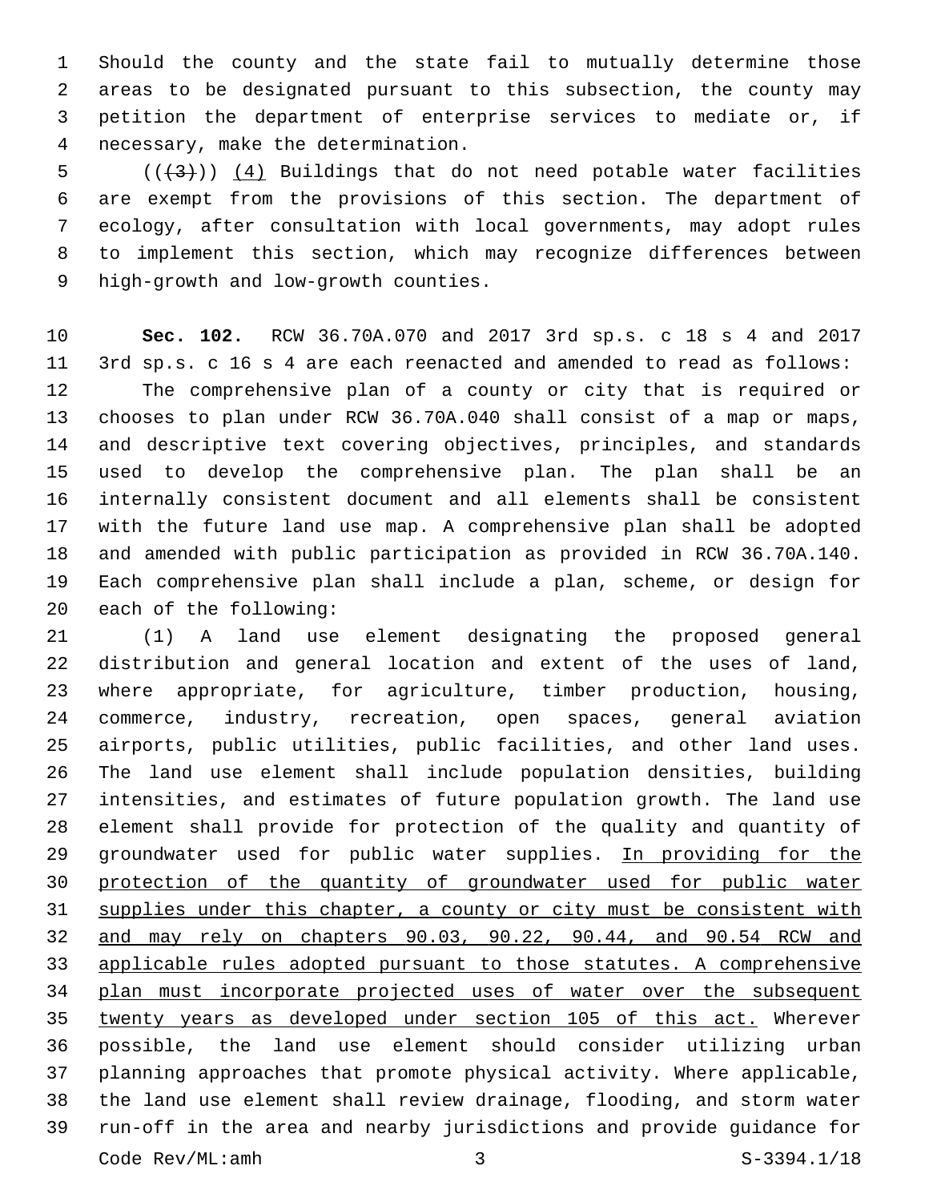Should the county and the state fail to mutually determine those areas to be designated pursuant to this subsection, the county may petition the department of enterprise services to mediate or, if necessary, make the determination.

(((3))) (4) Buildings that do not need potable water facilities are exempt from the provisions of this section. The department of ecology, after consultation with local governments, may adopt rules to implement this section, which may recognize differences between high-growth and low-growth counties.

**Sec. 102.** RCW 36.70A.070 and 2017 3rd sp.s. c 18 s 4 and 2017 3rd sp.s. c 16 s 4 are each reenacted and amended to read as follows:

The comprehensive plan of a county or city that is required or chooses to plan under RCW 36.70A.040 shall consist of a map or maps, and descriptive text covering objectives, principles, and standards used to develop the comprehensive plan. The plan shall be an internally consistent document and all elements shall be consistent with the future land use map. A comprehensive plan shall be adopted and amended with public participation as provided in RCW 36.70A.140. Each comprehensive plan shall include a plan, scheme, or design for each of the following:

(1) A land use element designating the proposed general distribution and general location and extent of the uses of land, where appropriate, for agriculture, timber production, housing, commerce, industry, recreation, open spaces, general aviation airports, public utilities, public facilities, and other land uses. The land use element shall include population densities, building intensities, and estimates of future population growth. The land use element shall provide for protection of the quality and quantity of groundwater used for public water supplies. In providing for the protection of the quantity of groundwater used for public water supplies under this chapter, a county or city must be consistent with and may rely on chapters 90.03, 90.22, 90.44, and 90.54 RCW and applicable rules adopted pursuant to those statutes. A comprehensive plan must incorporate projected uses of water over the subsequent twenty years as developed under section 105 of this act. Wherever possible, the land use element should consider utilizing urban planning approaches that promote physical activity. Where applicable, the land use element shall review drainage, flooding, and storm water run-off in the area and nearby jurisdictions and provide guidance for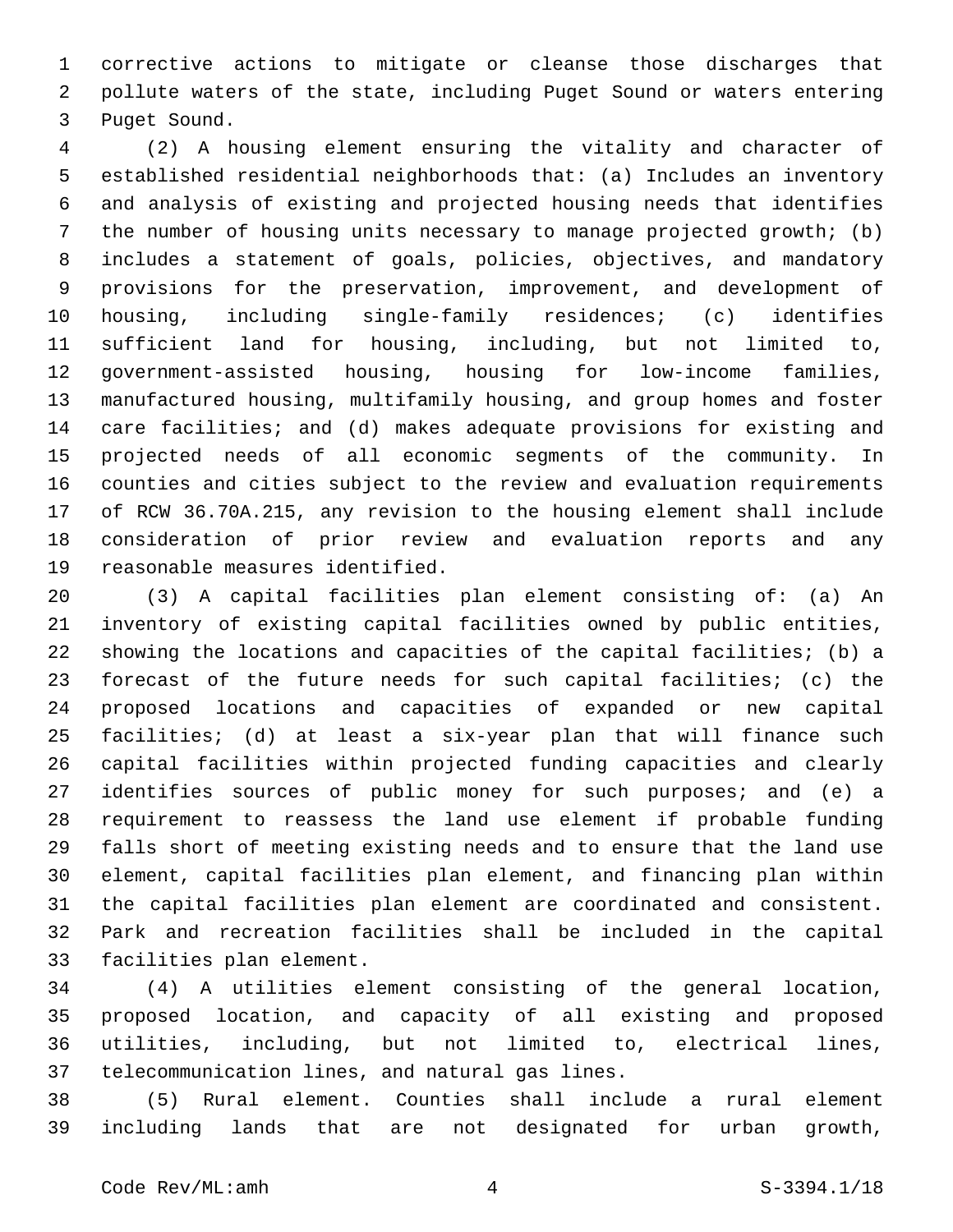corrective actions to mitigate or cleanse those discharges that pollute waters of the state, including Puget Sound or waters entering Puget Sound.

(2) A housing element ensuring the vitality and character of established residential neighborhoods that: (a) Includes an inventory and analysis of existing and projected housing needs that identifies the number of housing units necessary to manage projected growth; (b) includes a statement of goals, policies, objectives, and mandatory provisions for the preservation, improvement, and development of housing, including single-family residences; (c) identifies sufficient land for housing, including, but not limited to, government-assisted housing, housing for low-income families, manufactured housing, multifamily housing, and group homes and foster care facilities; and (d) makes adequate provisions for existing and projected needs of all economic segments of the community. In counties and cities subject to the review and evaluation requirements of RCW 36.70A.215, any revision to the housing element shall include consideration of prior review and evaluation reports and any reasonable measures identified.

(3) A capital facilities plan element consisting of: (a) An inventory of existing capital facilities owned by public entities, showing the locations and capacities of the capital facilities; (b) a forecast of the future needs for such capital facilities; (c) the proposed locations and capacities of expanded or new capital facilities; (d) at least a six-year plan that will finance such capital facilities within projected funding capacities and clearly identifies sources of public money for such purposes; and (e) a requirement to reassess the land use element if probable funding falls short of meeting existing needs and to ensure that the land use element, capital facilities plan element, and financing plan within the capital facilities plan element are coordinated and consistent. Park and recreation facilities shall be included in the capital facilities plan element.

(4) A utilities element consisting of the general location, proposed location, and capacity of all existing and proposed utilities, including, but not limited to, electrical lines, telecommunication lines, and natural gas lines.

(5) Rural element. Counties shall include a rural element including lands that are not designated for urban growth,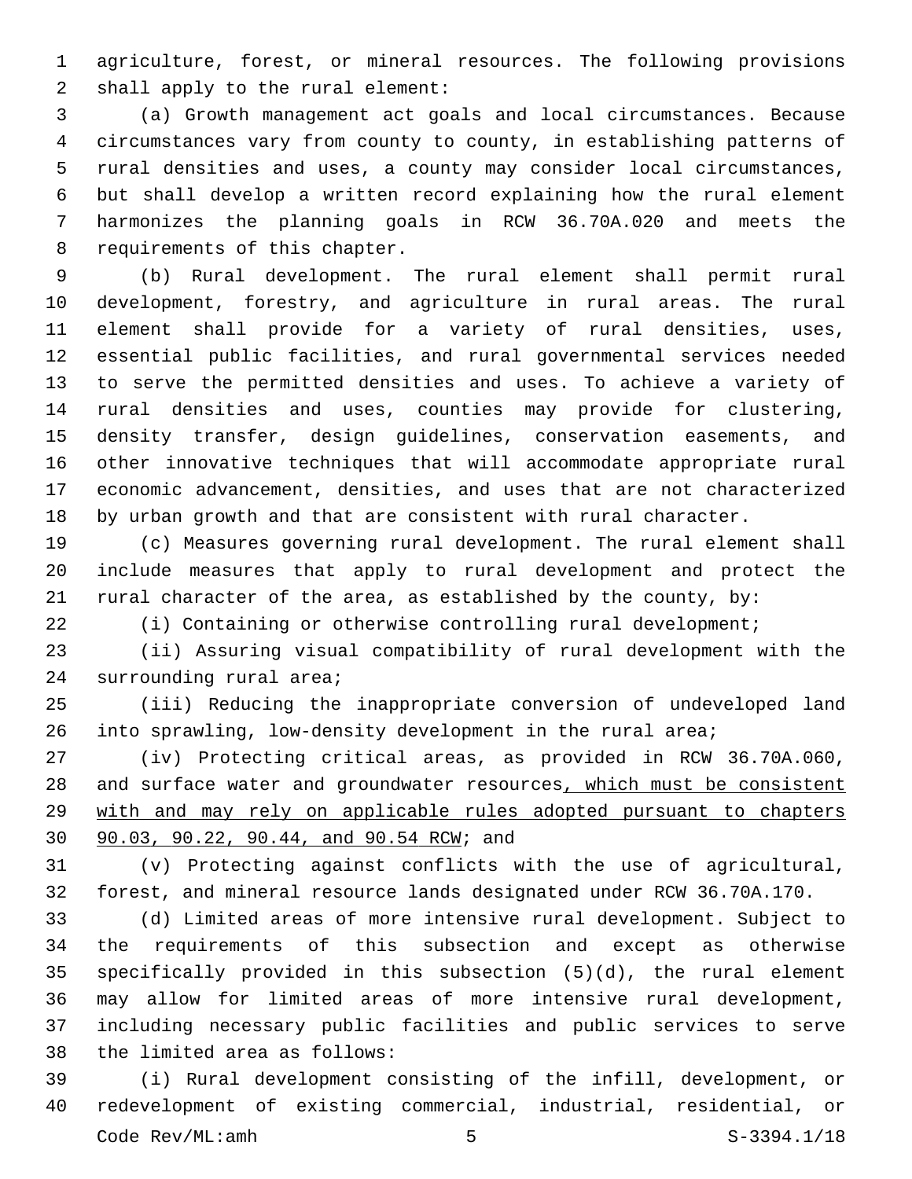agriculture, forest, or mineral resources. The following provisions shall apply to the rural element:

(a) Growth management act goals and local circumstances. Because circumstances vary from county to county, in establishing patterns of rural densities and uses, a county may consider local circumstances, but shall develop a written record explaining how the rural element harmonizes the planning goals in RCW 36.70A.020 and meets the requirements of this chapter.

(b) Rural development. The rural element shall permit rural development, forestry, and agriculture in rural areas. The rural element shall provide for a variety of rural densities, uses, essential public facilities, and rural governmental services needed to serve the permitted densities and uses. To achieve a variety of rural densities and uses, counties may provide for clustering, density transfer, design guidelines, conservation easements, and other innovative techniques that will accommodate appropriate rural economic advancement, densities, and uses that are not characterized by urban growth and that are consistent with rural character.

(c) Measures governing rural development. The rural element shall include measures that apply to rural development and protect the rural character of the area, as established by the county, by:

(i) Containing or otherwise controlling rural development;

(ii) Assuring visual compatibility of rural development with the surrounding rural area;

(iii) Reducing the inappropriate conversion of undeveloped land into sprawling, low-density development in the rural area;

(iv) Protecting critical areas, as provided in RCW 36.70A.060, and surface water and groundwater resources<u>, which must be consistent with and may rely on applicable rules adopted pursuant to chapters 90.03, 90.22, 90.44, and 90.54 RCW</u>; and

(v) Protecting against conflicts with the use of agricultural, forest, and mineral resource lands designated under RCW 36.70A.170.

(d) Limited areas of more intensive rural development. Subject to the requirements of this subsection and except as otherwise specifically provided in this subsection (5)(d), the rural element may allow for limited areas of more intensive rural development, including necessary public facilities and public services to serve the limited area as follows:

(i) Rural development consisting of the infill, development, or redevelopment of existing commercial, industrial, residential, or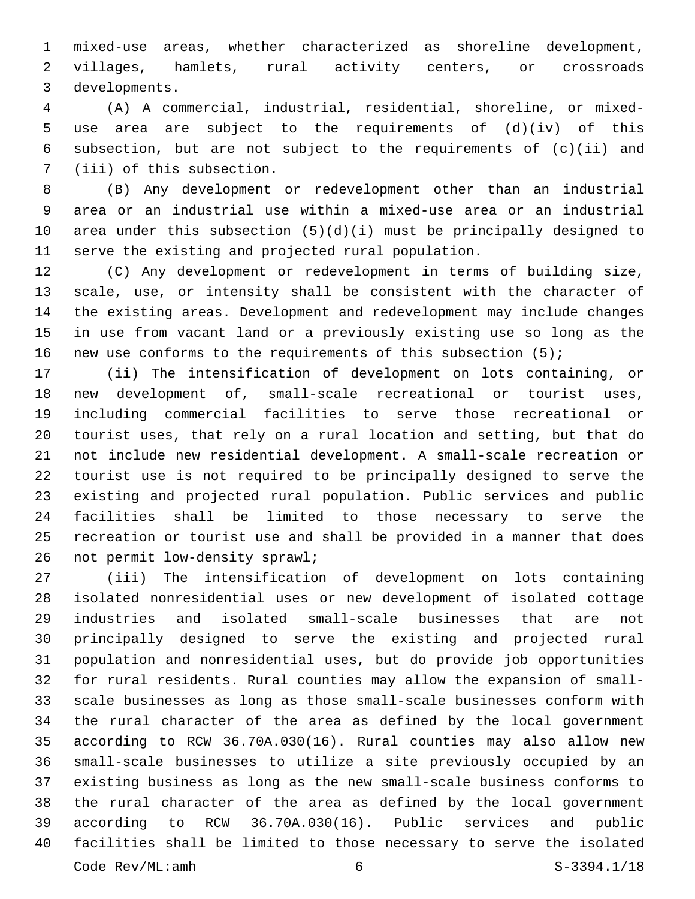mixed-use areas, whether characterized as shoreline development, villages, hamlets, rural activity centers, or crossroads developments.

(A) A commercial, industrial, residential, shoreline, or mixed-use area are subject to the requirements of (d)(iv) of this subsection, but are not subject to the requirements of (c)(ii) and (iii) of this subsection.

(B) Any development or redevelopment other than an industrial area or an industrial use within a mixed-use area or an industrial area under this subsection (5)(d)(i) must be principally designed to serve the existing and projected rural population.

(C) Any development or redevelopment in terms of building size, scale, use, or intensity shall be consistent with the character of the existing areas. Development and redevelopment may include changes in use from vacant land or a previously existing use so long as the new use conforms to the requirements of this subsection (5);

(ii) The intensification of development on lots containing, or new development of, small-scale recreational or tourist uses, including commercial facilities to serve those recreational or tourist uses, that rely on a rural location and setting, but that do not include new residential development. A small-scale recreation or tourist use is not required to be principally designed to serve the existing and projected rural population. Public services and public facilities shall be limited to those necessary to serve the recreation or tourist use and shall be provided in a manner that does not permit low-density sprawl;

(iii) The intensification of development on lots containing isolated nonresidential uses or new development of isolated cottage industries and isolated small-scale businesses that are not principally designed to serve the existing and projected rural population and nonresidential uses, but do provide job opportunities for rural residents. Rural counties may allow the expansion of small-scale businesses as long as those small-scale businesses conform with the rural character of the area as defined by the local government according to RCW 36.70A.030(16). Rural counties may also allow new small-scale businesses to utilize a site previously occupied by an existing business as long as the new small-scale business conforms to the rural character of the area as defined by the local government according to RCW 36.70A.030(16). Public services and public facilities shall be limited to those necessary to serve the isolated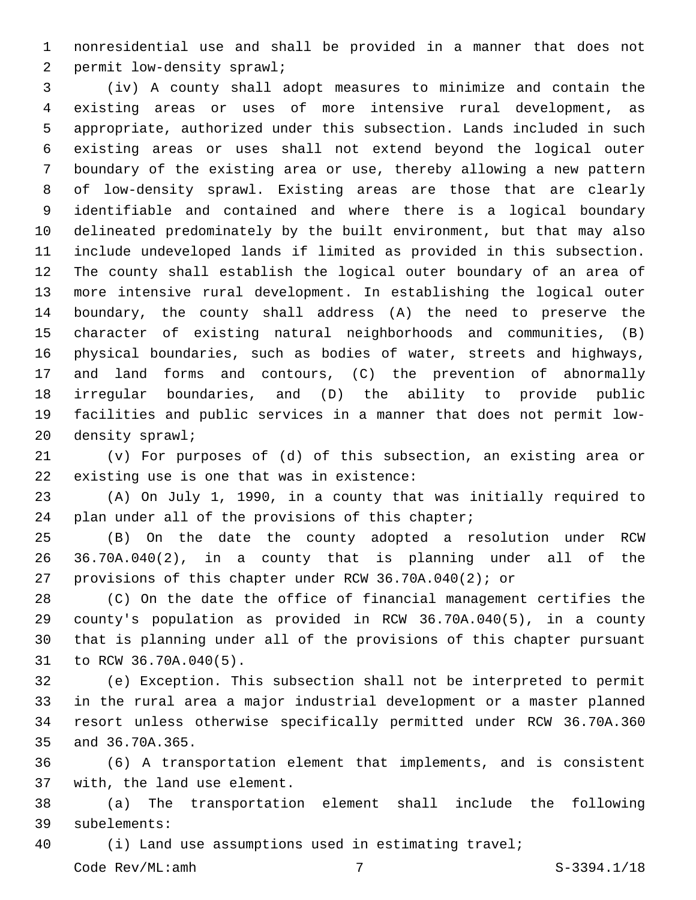nonresidential use and shall be provided in a manner that does not permit low-density sprawl;

(iv) A county shall adopt measures to minimize and contain the existing areas or uses of more intensive rural development, as appropriate, authorized under this subsection. Lands included in such existing areas or uses shall not extend beyond the logical outer boundary of the existing area or use, thereby allowing a new pattern of low-density sprawl. Existing areas are those that are clearly identifiable and contained and where there is a logical boundary delineated predominately by the built environment, but that may also include undeveloped lands if limited as provided in this subsection. The county shall establish the logical outer boundary of an area of more intensive rural development. In establishing the logical outer boundary, the county shall address (A) the need to preserve the character of existing natural neighborhoods and communities, (B) physical boundaries, such as bodies of water, streets and highways, and land forms and contours, (C) the prevention of abnormally irregular boundaries, and (D) the ability to provide public facilities and public services in a manner that does not permit low-density sprawl;

(v) For purposes of (d) of this subsection, an existing area or existing use is one that was in existence:

(A) On July 1, 1990, in a county that was initially required to plan under all of the provisions of this chapter;

(B) On the date the county adopted a resolution under RCW 36.70A.040(2), in a county that is planning under all of the provisions of this chapter under RCW 36.70A.040(2); or

(C) On the date the office of financial management certifies the county's population as provided in RCW 36.70A.040(5), in a county that is planning under all of the provisions of this chapter pursuant to RCW 36.70A.040(5).

(e) Exception. This subsection shall not be interpreted to permit in the rural area a major industrial development or a master planned resort unless otherwise specifically permitted under RCW 36.70A.360 and 36.70A.365.

(6) A transportation element that implements, and is consistent with, the land use element.

(a) The transportation element shall include the following subelements:

(i) Land use assumptions used in estimating travel;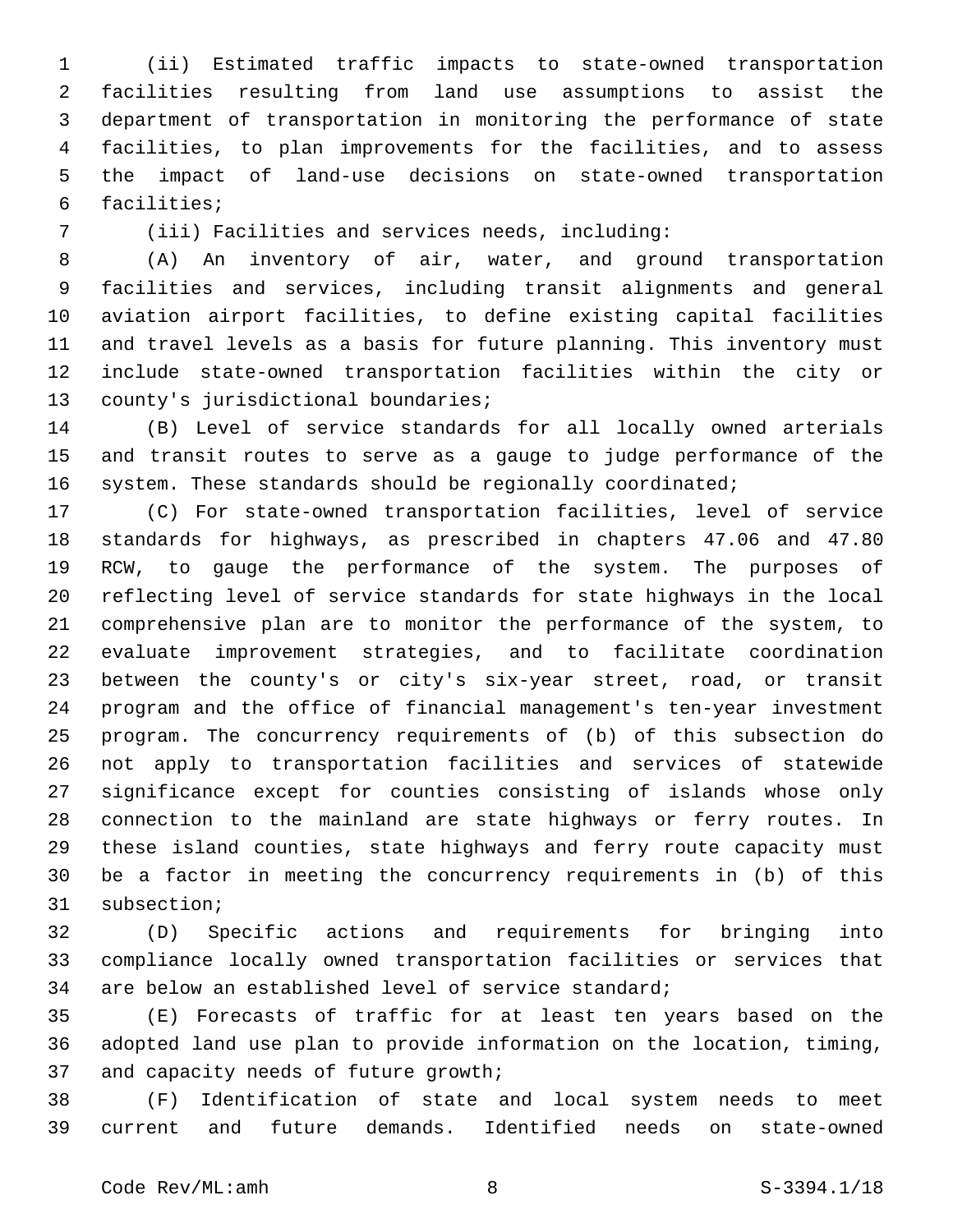(ii) Estimated traffic impacts to state-owned transportation facilities resulting from land use assumptions to assist the department of transportation in monitoring the performance of state facilities, to plan improvements for the facilities, and to assess the impact of land-use decisions on state-owned transportation facilities;

(iii) Facilities and services needs, including:

(A) An inventory of air, water, and ground transportation facilities and services, including transit alignments and general aviation airport facilities, to define existing capital facilities and travel levels as a basis for future planning. This inventory must include state-owned transportation facilities within the city or county's jurisdictional boundaries;

(B) Level of service standards for all locally owned arterials and transit routes to serve as a gauge to judge performance of the system. These standards should be regionally coordinated;

(C) For state-owned transportation facilities, level of service standards for highways, as prescribed in chapters 47.06 and 47.80 RCW, to gauge the performance of the system. The purposes of reflecting level of service standards for state highways in the local comprehensive plan are to monitor the performance of the system, to evaluate improvement strategies, and to facilitate coordination between the county's or city's six-year street, road, or transit program and the office of financial management's ten-year investment program. The concurrency requirements of (b) of this subsection do not apply to transportation facilities and services of statewide significance except for counties consisting of islands whose only connection to the mainland are state highways or ferry routes. In these island counties, state highways and ferry route capacity must be a factor in meeting the concurrency requirements in (b) of this subsection;

(D) Specific actions and requirements for bringing into compliance locally owned transportation facilities or services that are below an established level of service standard;

(E) Forecasts of traffic for at least ten years based on the adopted land use plan to provide information on the location, timing, and capacity needs of future growth;

(F) Identification of state and local system needs to meet current and future demands. Identified needs on state-owned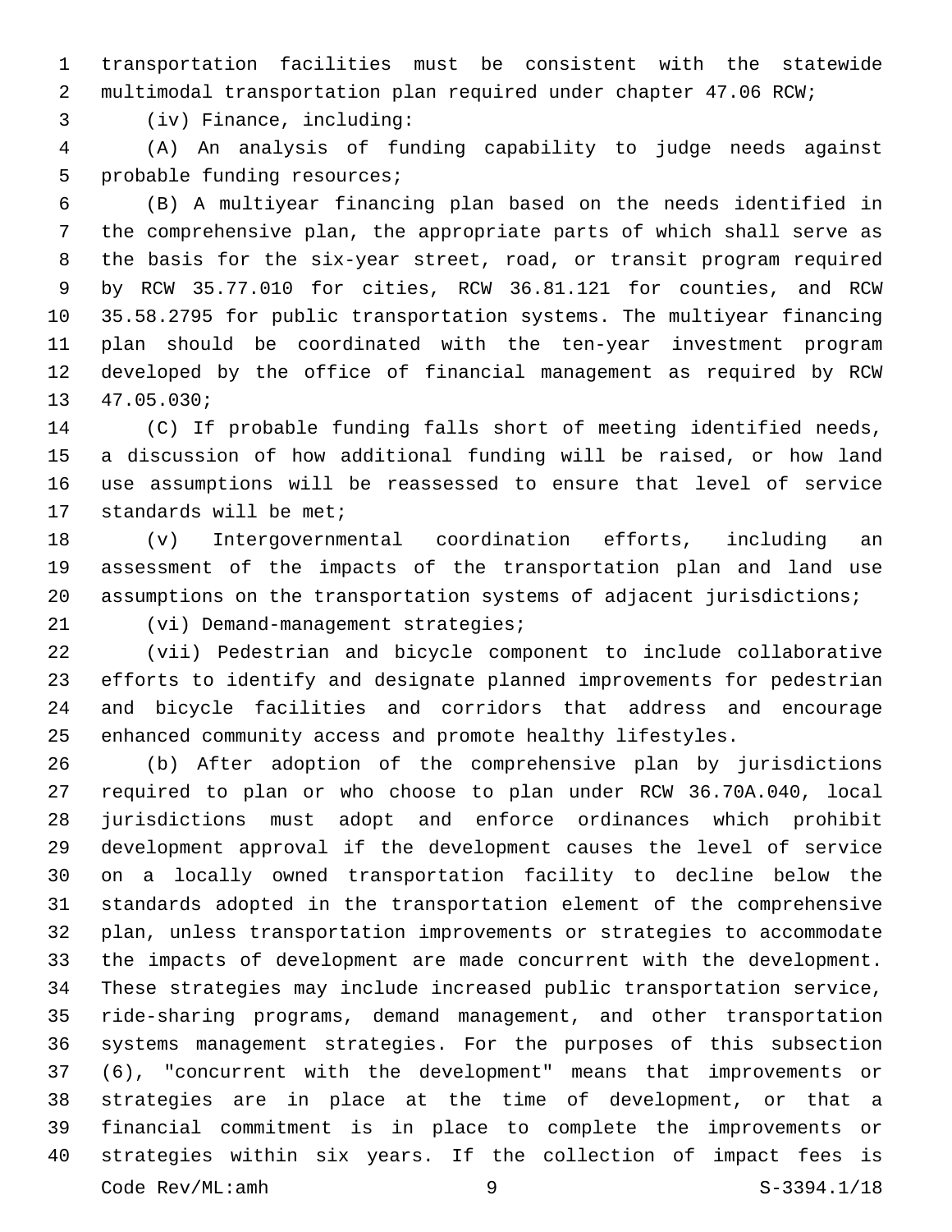transportation facilities must be consistent with the statewide multimodal transportation plan required under chapter 47.06 RCW;

(iv) Finance, including:

(A) An analysis of funding capability to judge needs against probable funding resources;

(B) A multiyear financing plan based on the needs identified in the comprehensive plan, the appropriate parts of which shall serve as the basis for the six-year street, road, or transit program required by RCW 35.77.010 for cities, RCW 36.81.121 for counties, and RCW 35.58.2795 for public transportation systems. The multiyear financing plan should be coordinated with the ten-year investment program developed by the office of financial management as required by RCW 47.05.030;

(C) If probable funding falls short of meeting identified needs, a discussion of how additional funding will be raised, or how land use assumptions will be reassessed to ensure that level of service standards will be met;

(v) Intergovernmental coordination efforts, including an assessment of the impacts of the transportation plan and land use assumptions on the transportation systems of adjacent jurisdictions;

(vi) Demand-management strategies;

(vii) Pedestrian and bicycle component to include collaborative efforts to identify and designate planned improvements for pedestrian and bicycle facilities and corridors that address and encourage enhanced community access and promote healthy lifestyles.

(b) After adoption of the comprehensive plan by jurisdictions required to plan or who choose to plan under RCW 36.70A.040, local jurisdictions must adopt and enforce ordinances which prohibit development approval if the development causes the level of service on a locally owned transportation facility to decline below the standards adopted in the transportation element of the comprehensive plan, unless transportation improvements or strategies to accommodate the impacts of development are made concurrent with the development. These strategies may include increased public transportation service, ride-sharing programs, demand management, and other transportation systems management strategies. For the purposes of this subsection (6), "concurrent with the development" means that improvements or strategies are in place at the time of development, or that a financial commitment is in place to complete the improvements or strategies within six years. If the collection of impact fees is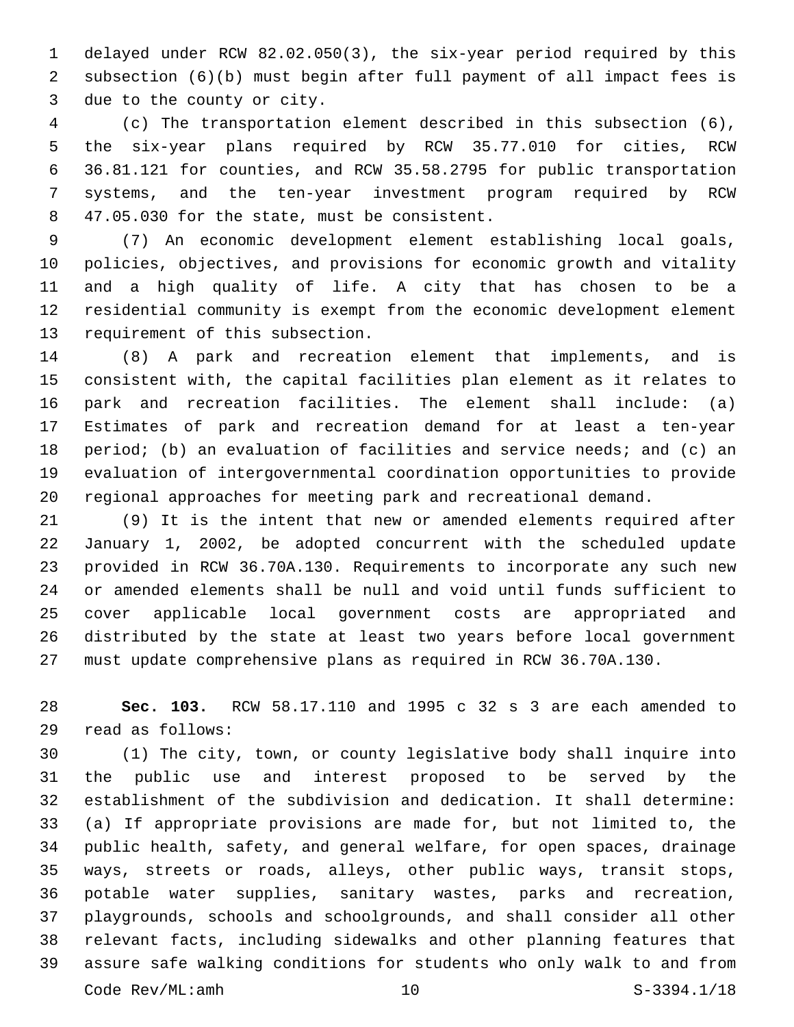delayed under RCW 82.02.050(3), the six-year period required by this subsection (6)(b) must begin after full payment of all impact fees is due to the county or city.

(c) The transportation element described in this subsection (6), the six-year plans required by RCW 35.77.010 for cities, RCW 36.81.121 for counties, and RCW 35.58.2795 for public transportation systems, and the ten-year investment program required by RCW 47.05.030 for the state, must be consistent.

(7) An economic development element establishing local goals, policies, objectives, and provisions for economic growth and vitality and a high quality of life. A city that has chosen to be a residential community is exempt from the economic development element requirement of this subsection.

(8) A park and recreation element that implements, and is consistent with, the capital facilities plan element as it relates to park and recreation facilities. The element shall include: (a) Estimates of park and recreation demand for at least a ten-year period; (b) an evaluation of facilities and service needs; and (c) an evaluation of intergovernmental coordination opportunities to provide regional approaches for meeting park and recreational demand.

(9) It is the intent that new or amended elements required after January 1, 2002, be adopted concurrent with the scheduled update provided in RCW 36.70A.130. Requirements to incorporate any such new or amended elements shall be null and void until funds sufficient to cover applicable local government costs are appropriated and distributed by the state at least two years before local government must update comprehensive plans as required in RCW 36.70A.130.

**Sec. 103.** RCW 58.17.110 and 1995 c 32 s 3 are each amended to read as follows:

(1) The city, town, or county legislative body shall inquire into the public use and interest proposed to be served by the establishment of the subdivision and dedication. It shall determine: (a) If appropriate provisions are made for, but not limited to, the public health, safety, and general welfare, for open spaces, drainage ways, streets or roads, alleys, other public ways, transit stops, potable water supplies, sanitary wastes, parks and recreation, playgrounds, schools and schoolgrounds, and shall consider all other relevant facts, including sidewalks and other planning features that assure safe walking conditions for students who only walk to and from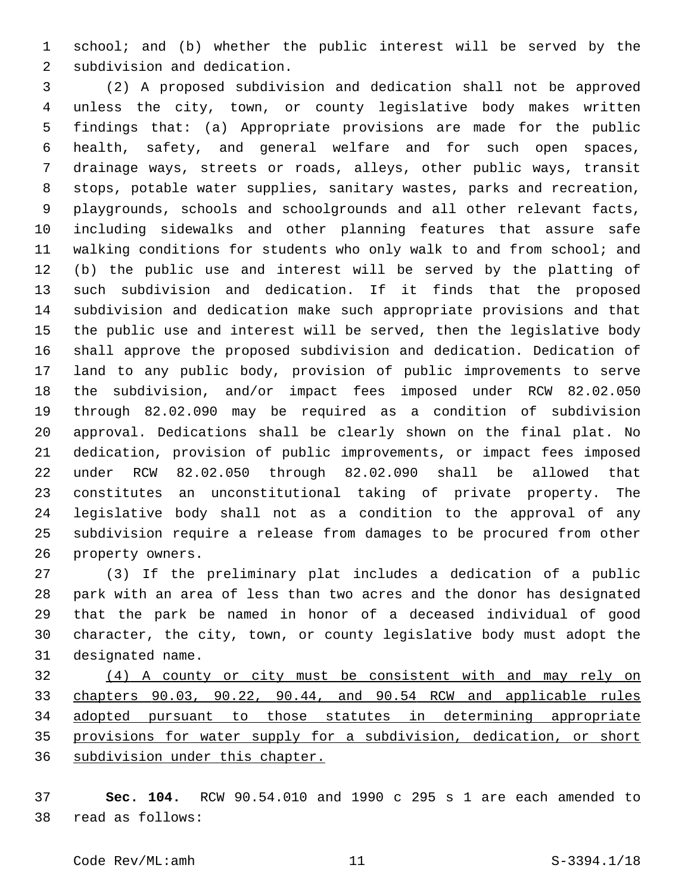school; and (b) whether the public interest will be served by the subdivision and dedication.

(2) A proposed subdivision and dedication shall not be approved unless the city, town, or county legislative body makes written findings that: (a) Appropriate provisions are made for the public health, safety, and general welfare and for such open spaces, drainage ways, streets or roads, alleys, other public ways, transit stops, potable water supplies, sanitary wastes, parks and recreation, playgrounds, schools and schoolgrounds and all other relevant facts, including sidewalks and other planning features that assure safe walking conditions for students who only walk to and from school; and (b) the public use and interest will be served by the platting of such subdivision and dedication. If it finds that the proposed subdivision and dedication make such appropriate provisions and that the public use and interest will be served, then the legislative body shall approve the proposed subdivision and dedication. Dedication of land to any public body, provision of public improvements to serve the subdivision, and/or impact fees imposed under RCW 82.02.050 through 82.02.090 may be required as a condition of subdivision approval. Dedications shall be clearly shown on the final plat. No dedication, provision of public improvements, or impact fees imposed under RCW 82.02.050 through 82.02.090 shall be allowed that constitutes an unconstitutional taking of private property. The legislative body shall not as a condition to the approval of any subdivision require a release from damages to be procured from other property owners.

(3) If the preliminary plat includes a dedication of a public park with an area of less than two acres and the donor has designated that the park be named in honor of a deceased individual of good character, the city, town, or county legislative body must adopt the designated name.

<u>(4) A county or city must be consistent with and may rely on chapters 90.03, 90.22, 90.44, and 90.54 RCW and applicable rules adopted pursuant to those statutes in determining appropriate provisions for water supply for a subdivision, dedication, or short subdivision under this chapter.</u>

**Sec. 104.** RCW 90.54.010 and 1990 c 295 s 1 are each amended to read as follows: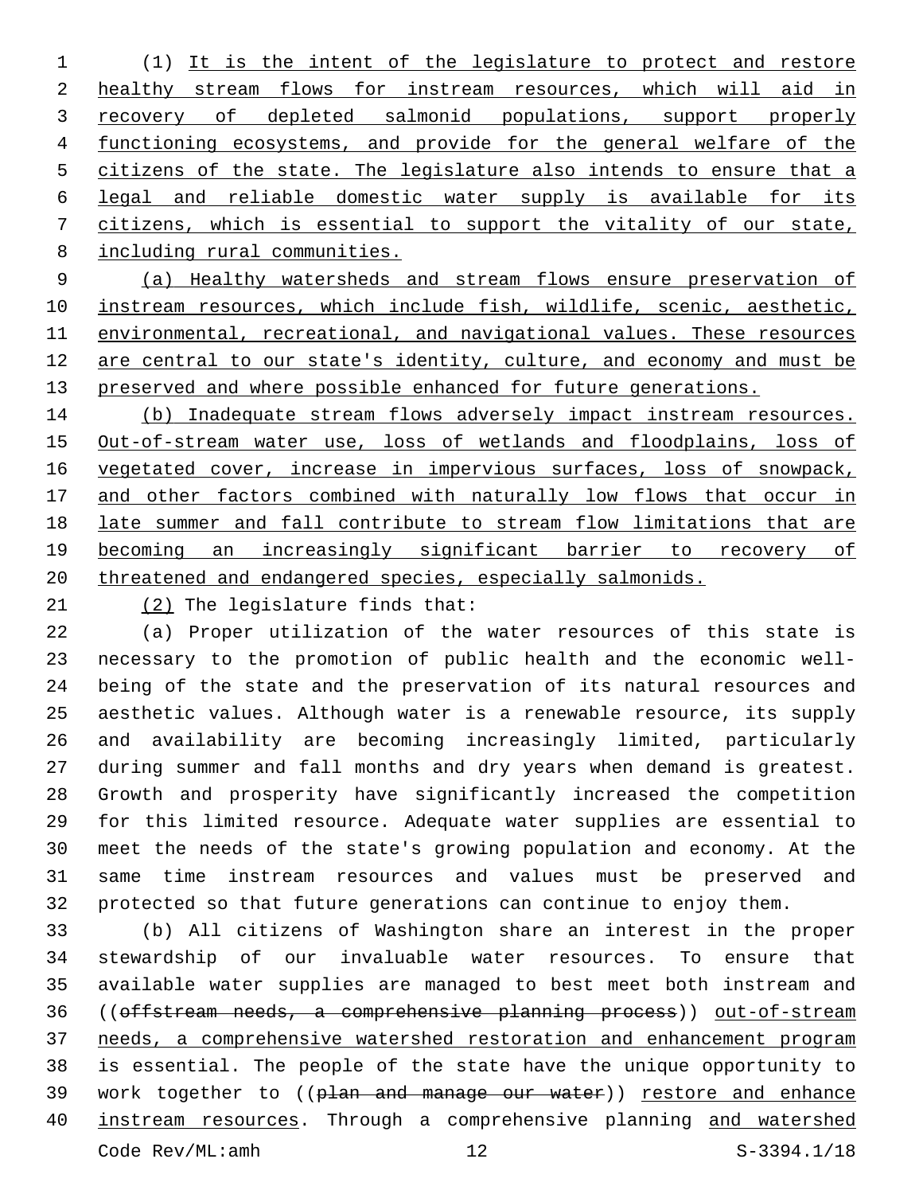(1) It is the intent of the legislature to protect and restore healthy stream flows for instream resources, which will aid in recovery of depleted salmonid populations, support properly functioning ecosystems, and provide for the general welfare of the citizens of the state. The legislature also intends to ensure that a legal and reliable domestic water supply is available for its citizens, which is essential to support the vitality of our state, including rural communities.

(a) Healthy watersheds and stream flows ensure preservation of instream resources, which include fish, wildlife, scenic, aesthetic, environmental, recreational, and navigational values. These resources are central to our state's identity, culture, and economy and must be preserved and where possible enhanced for future generations.

(b) Inadequate stream flows adversely impact instream resources. Out-of-stream water use, loss of wetlands and floodplains, loss of vegetated cover, increase in impervious surfaces, loss of snowpack, and other factors combined with naturally low flows that occur in late summer and fall contribute to stream flow limitations that are becoming an increasingly significant barrier to recovery of threatened and endangered species, especially salmonids.

(2) The legislature finds that:

(a) Proper utilization of the water resources of this state is necessary to the promotion of public health and the economic well-being of the state and the preservation of its natural resources and aesthetic values. Although water is a renewable resource, its supply and availability are becoming increasingly limited, particularly during summer and fall months and dry years when demand is greatest. Growth and prosperity have significantly increased the competition for this limited resource. Adequate water supplies are essential to meet the needs of the state's growing population and economy. At the same time instream resources and values must be preserved and protected so that future generations can continue to enjoy them.

(b) All citizens of Washington share an interest in the proper stewardship of our invaluable water resources. To ensure that available water supplies are managed to best meet both instream and ((~~offstream needs, a comprehensive planning process~~)) out-of-stream needs, a comprehensive watershed restoration and enhancement program is essential. The people of the state have the unique opportunity to work together to ((~~plan and manage our water~~)) restore and enhance instream resources. Through a comprehensive planning and watershed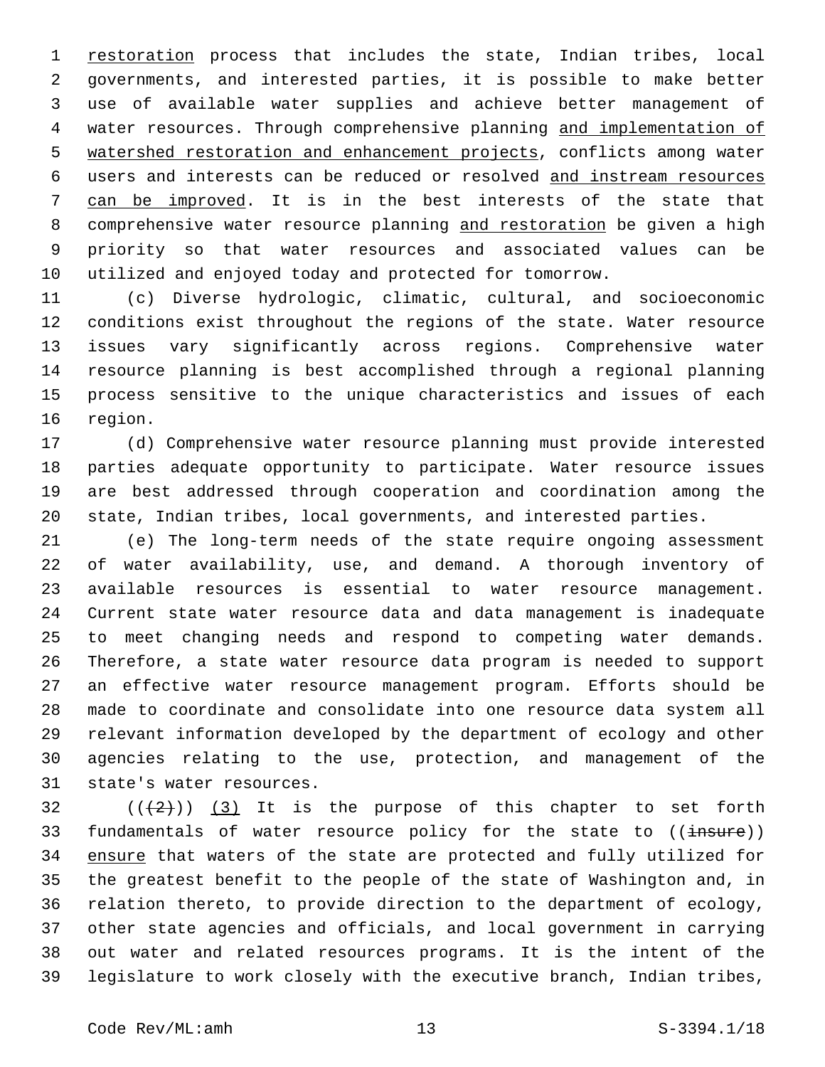restoration process that includes the state, Indian tribes, local governments, and interested parties, it is possible to make better use of available water supplies and achieve better management of water resources. Through comprehensive planning and implementation of watershed restoration and enhancement projects, conflicts among water users and interests can be reduced or resolved and instream resources can be improved. It is in the best interests of the state that comprehensive water resource planning and restoration be given a high priority so that water resources and associated values can be utilized and enjoyed today and protected for tomorrow.

(c) Diverse hydrologic, climatic, cultural, and socioeconomic conditions exist throughout the regions of the state. Water resource issues vary significantly across regions. Comprehensive water resource planning is best accomplished through a regional planning process sensitive to the unique characteristics and issues of each region.

(d) Comprehensive water resource planning must provide interested parties adequate opportunity to participate. Water resource issues are best addressed through cooperation and coordination among the state, Indian tribes, local governments, and interested parties.

(e) The long-term needs of the state require ongoing assessment of water availability, use, and demand. A thorough inventory of available resources is essential to water resource management. Current state water resource data and data management is inadequate to meet changing needs and respond to competing water demands. Therefore, a state water resource data program is needed to support an effective water resource management program. Efforts should be made to coordinate and consolidate into one resource data system all relevant information developed by the department of ecology and other agencies relating to the use, protection, and management of the state's water resources.

(((~~2~~)) (3) It is the purpose of this chapter to set forth fundamentals of water resource policy for the state to ((~~insure~~)) ensure that waters of the state are protected and fully utilized for the greatest benefit to the people of the state of Washington and, in relation thereto, to provide direction to the department of ecology, other state agencies and officials, and local government in carrying out water and related resources programs. It is the intent of the legislature to work closely with the executive branch, Indian tribes,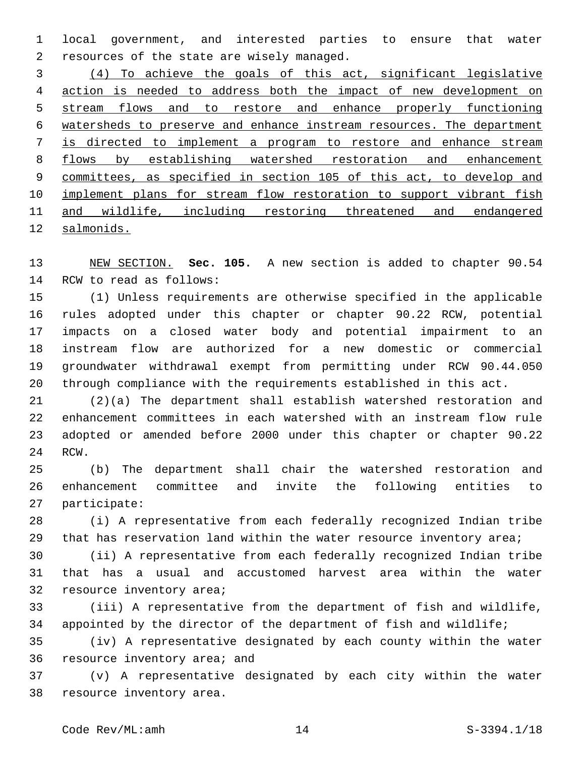local government, and interested parties to ensure that water resources of the state are wisely managed.

<u>(4) To achieve the goals of this act, significant legislative action is needed to address both the impact of new development on stream flows and to restore and enhance properly functioning watersheds to preserve and enhance instream resources. The department is directed to implement a program to restore and enhance stream flows by establishing watershed restoration and enhancement committees, as specified in section 105 of this act, to develop and implement plans for stream flow restoration to support vibrant fish and wildlife, including restoring threatened and endangered salmonids.</u>

<u>NEW SECTION.</u> **Sec. 105.** A new section is added to chapter 90.54 RCW to read as follows:

(1) Unless requirements are otherwise specified in the applicable rules adopted under this chapter or chapter 90.22 RCW, potential impacts on a closed water body and potential impairment to an instream flow are authorized for a new domestic or commercial groundwater withdrawal exempt from permitting under RCW 90.44.050 through compliance with the requirements established in this act.

(2)(a) The department shall establish watershed restoration and enhancement committees in each watershed with an instream flow rule adopted or amended before 2000 under this chapter or chapter 90.22 RCW.

(b) The department shall chair the watershed restoration and enhancement committee and invite the following entities to participate:

(i) A representative from each federally recognized Indian tribe that has reservation land within the water resource inventory area;

(ii) A representative from each federally recognized Indian tribe that has a usual and accustomed harvest area within the water resource inventory area;

(iii) A representative from the department of fish and wildlife, appointed by the director of the department of fish and wildlife;

(iv) A representative designated by each county within the water resource inventory area; and

(v) A representative designated by each city within the water resource inventory area.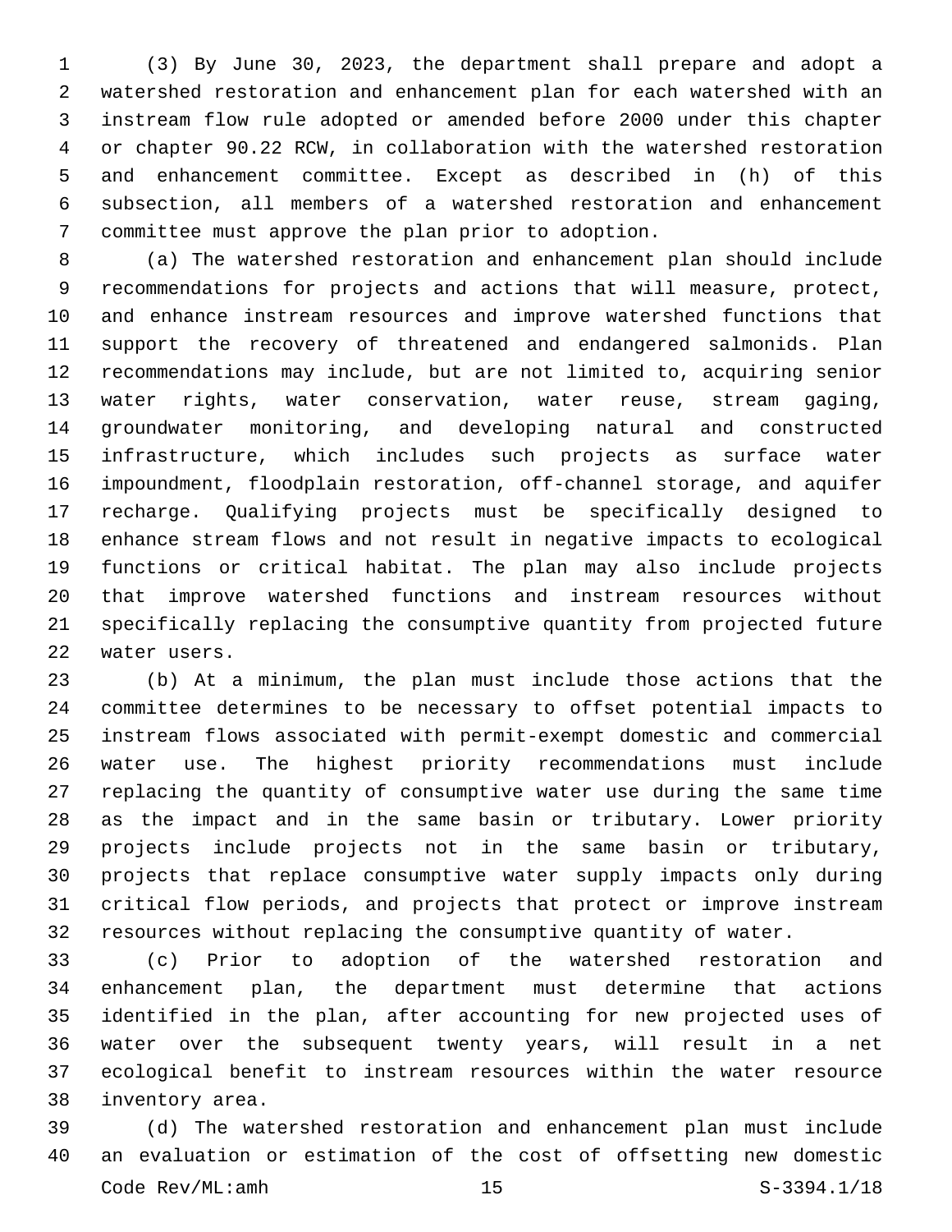(3) By June 30, 2023, the department shall prepare and adopt a watershed restoration and enhancement plan for each watershed with an instream flow rule adopted or amended before 2000 under this chapter or chapter 90.22 RCW, in collaboration with the watershed restoration and enhancement committee. Except as described in (h) of this subsection, all members of a watershed restoration and enhancement committee must approve the plan prior to adoption.

(a) The watershed restoration and enhancement plan should include recommendations for projects and actions that will measure, protect, and enhance instream resources and improve watershed functions that support the recovery of threatened and endangered salmonids. Plan recommendations may include, but are not limited to, acquiring senior water rights, water conservation, water reuse, stream gaging, groundwater monitoring, and developing natural and constructed infrastructure, which includes such projects as surface water impoundment, floodplain restoration, off-channel storage, and aquifer recharge. Qualifying projects must be specifically designed to enhance stream flows and not result in negative impacts to ecological functions or critical habitat. The plan may also include projects that improve watershed functions and instream resources without specifically replacing the consumptive quantity from projected future water users.

(b) At a minimum, the plan must include those actions that the committee determines to be necessary to offset potential impacts to instream flows associated with permit-exempt domestic and commercial water use. The highest priority recommendations must include replacing the quantity of consumptive water use during the same time as the impact and in the same basin or tributary. Lower priority projects include projects not in the same basin or tributary, projects that replace consumptive water supply impacts only during critical flow periods, and projects that protect or improve instream resources without replacing the consumptive quantity of water.

(c) Prior to adoption of the watershed restoration and enhancement plan, the department must determine that actions identified in the plan, after accounting for new projected uses of water over the subsequent twenty years, will result in a net ecological benefit to instream resources within the water resource inventory area.

(d) The watershed restoration and enhancement plan must include an evaluation or estimation of the cost of offsetting new domestic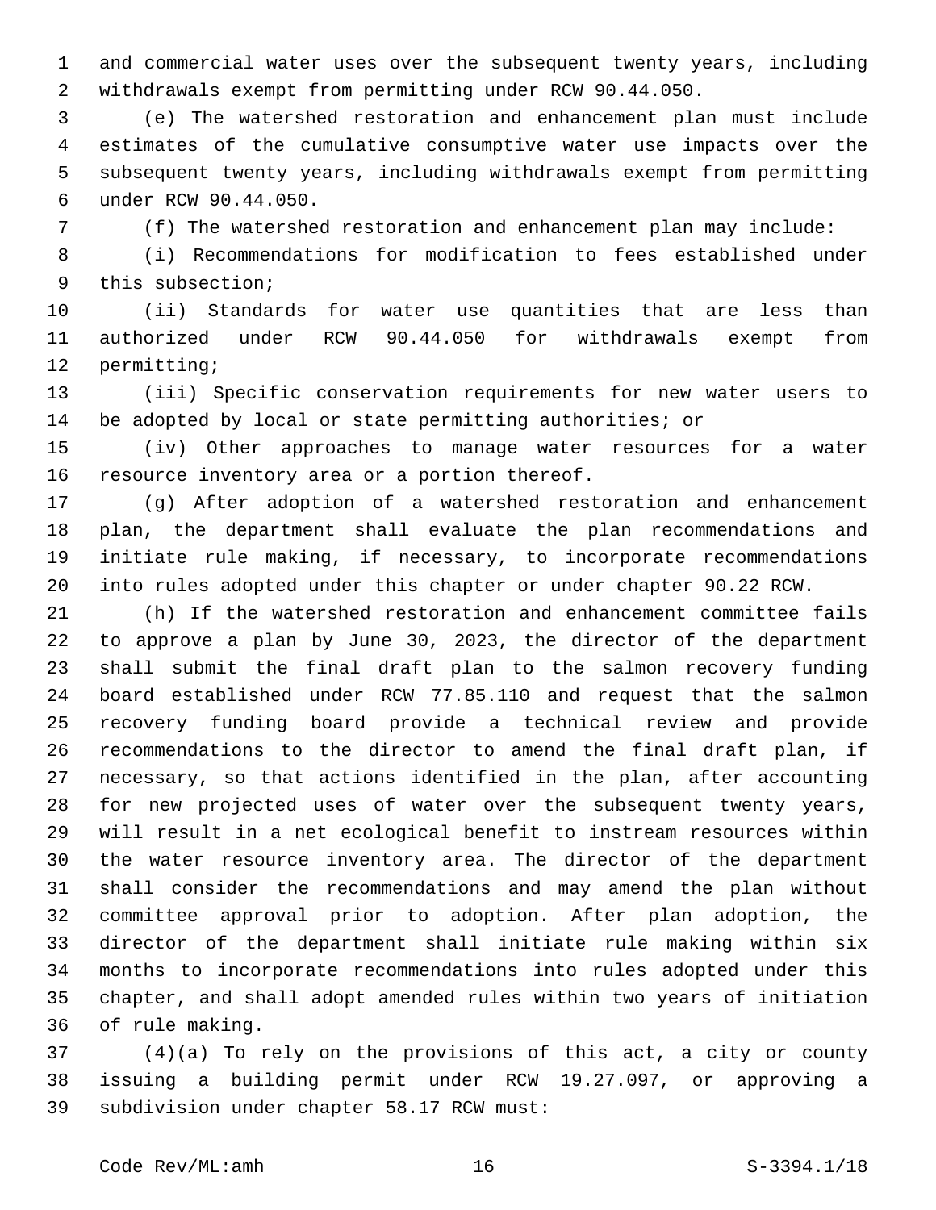and commercial water uses over the subsequent twenty years, including withdrawals exempt from permitting under RCW 90.44.050.

(e) The watershed restoration and enhancement plan must include estimates of the cumulative consumptive water use impacts over the subsequent twenty years, including withdrawals exempt from permitting under RCW 90.44.050.

(f) The watershed restoration and enhancement plan may include:

(i) Recommendations for modification to fees established under this subsection;

(ii) Standards for water use quantities that are less than authorized under RCW 90.44.050 for withdrawals exempt from permitting;

(iii) Specific conservation requirements for new water users to be adopted by local or state permitting authorities; or

(iv) Other approaches to manage water resources for a water resource inventory area or a portion thereof.

(g) After adoption of a watershed restoration and enhancement plan, the department shall evaluate the plan recommendations and initiate rule making, if necessary, to incorporate recommendations into rules adopted under this chapter or under chapter 90.22 RCW.

(h) If the watershed restoration and enhancement committee fails to approve a plan by June 30, 2023, the director of the department shall submit the final draft plan to the salmon recovery funding board established under RCW 77.85.110 and request that the salmon recovery funding board provide a technical review and provide recommendations to the director to amend the final draft plan, if necessary, so that actions identified in the plan, after accounting for new projected uses of water over the subsequent twenty years, will result in a net ecological benefit to instream resources within the water resource inventory area. The director of the department shall consider the recommendations and may amend the plan without committee approval prior to adoption. After plan adoption, the director of the department shall initiate rule making within six months to incorporate recommendations into rules adopted under this chapter, and shall adopt amended rules within two years of initiation of rule making.

(4)(a) To rely on the provisions of this act, a city or county issuing a building permit under RCW 19.27.097, or approving a subdivision under chapter 58.17 RCW must: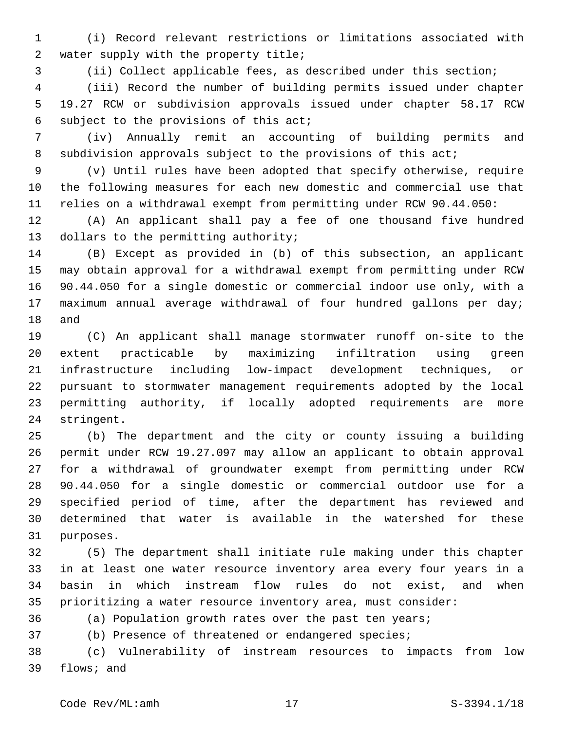(i) Record relevant restrictions or limitations associated with water supply with the property title;

(ii) Collect applicable fees, as described under this section;

(iii) Record the number of building permits issued under chapter 19.27 RCW or subdivision approvals issued under chapter 58.17 RCW subject to the provisions of this act;

(iv) Annually remit an accounting of building permits and subdivision approvals subject to the provisions of this act;

(v) Until rules have been adopted that specify otherwise, require the following measures for each new domestic and commercial use that relies on a withdrawal exempt from permitting under RCW 90.44.050:

(A) An applicant shall pay a fee of one thousand five hundred dollars to the permitting authority;

(B) Except as provided in (b) of this subsection, an applicant may obtain approval for a withdrawal exempt from permitting under RCW 90.44.050 for a single domestic or commercial indoor use only, with a maximum annual average withdrawal of four hundred gallons per day; and

(C) An applicant shall manage stormwater runoff on-site to the extent practicable by maximizing infiltration using green infrastructure including low-impact development techniques, or pursuant to stormwater management requirements adopted by the local permitting authority, if locally adopted requirements are more stringent.

(b) The department and the city or county issuing a building permit under RCW 19.27.097 may allow an applicant to obtain approval for a withdrawal of groundwater exempt from permitting under RCW 90.44.050 for a single domestic or commercial outdoor use for a specified period of time, after the department has reviewed and determined that water is available in the watershed for these purposes.

(5) The department shall initiate rule making under this chapter in at least one water resource inventory area every four years in a basin in which instream flow rules do not exist, and when prioritizing a water resource inventory area, must consider:

(a) Population growth rates over the past ten years;

(b) Presence of threatened or endangered species;

(c) Vulnerability of instream resources to impacts from low flows; and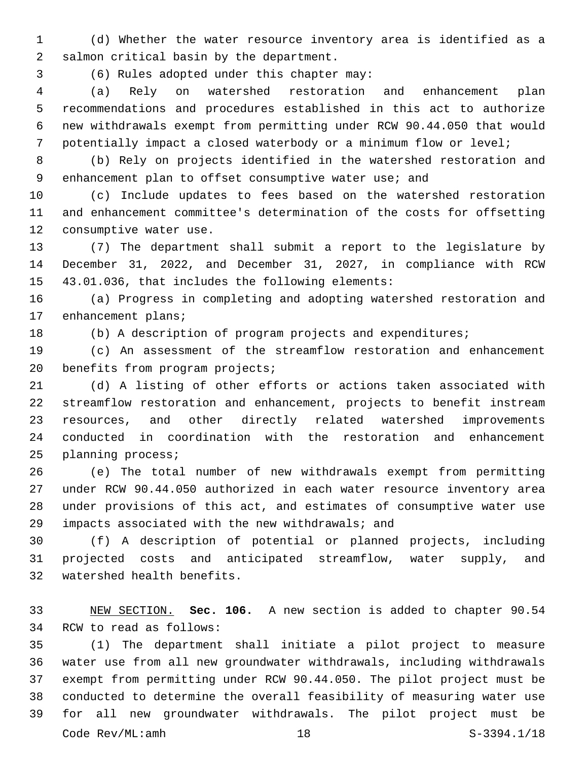(d) Whether the water resource inventory area is identified as a salmon critical basin by the department.

(6) Rules adopted under this chapter may:

(a) Rely on watershed restoration and enhancement plan recommendations and procedures established in this act to authorize new withdrawals exempt from permitting under RCW 90.44.050 that would potentially impact a closed waterbody or a minimum flow or level;

(b) Rely on projects identified in the watershed restoration and enhancement plan to offset consumptive water use; and

(c) Include updates to fees based on the watershed restoration and enhancement committee's determination of the costs for offsetting consumptive water use.

(7) The department shall submit a report to the legislature by December 31, 2022, and December 31, 2027, in compliance with RCW 43.01.036, that includes the following elements:

(a) Progress in completing and adopting watershed restoration and enhancement plans;

(b) A description of program projects and expenditures;

(c) An assessment of the streamflow restoration and enhancement benefits from program projects;

(d) A listing of other efforts or actions taken associated with streamflow restoration and enhancement, projects to benefit instream resources, and other directly related watershed improvements conducted in coordination with the restoration and enhancement planning process;

(e) The total number of new withdrawals exempt from permitting under RCW 90.44.050 authorized in each water resource inventory area under provisions of this act, and estimates of consumptive water use impacts associated with the new withdrawals; and

(f) A description of potential or planned projects, including projected costs and anticipated streamflow, water supply, and watershed health benefits.

NEW SECTION. **Sec. 106.** A new section is added to chapter 90.54 RCW to read as follows:

(1) The department shall initiate a pilot project to measure water use from all new groundwater withdrawals, including withdrawals exempt from permitting under RCW 90.44.050. The pilot project must be conducted to determine the overall feasibility of measuring water use for all new groundwater withdrawals. The pilot project must be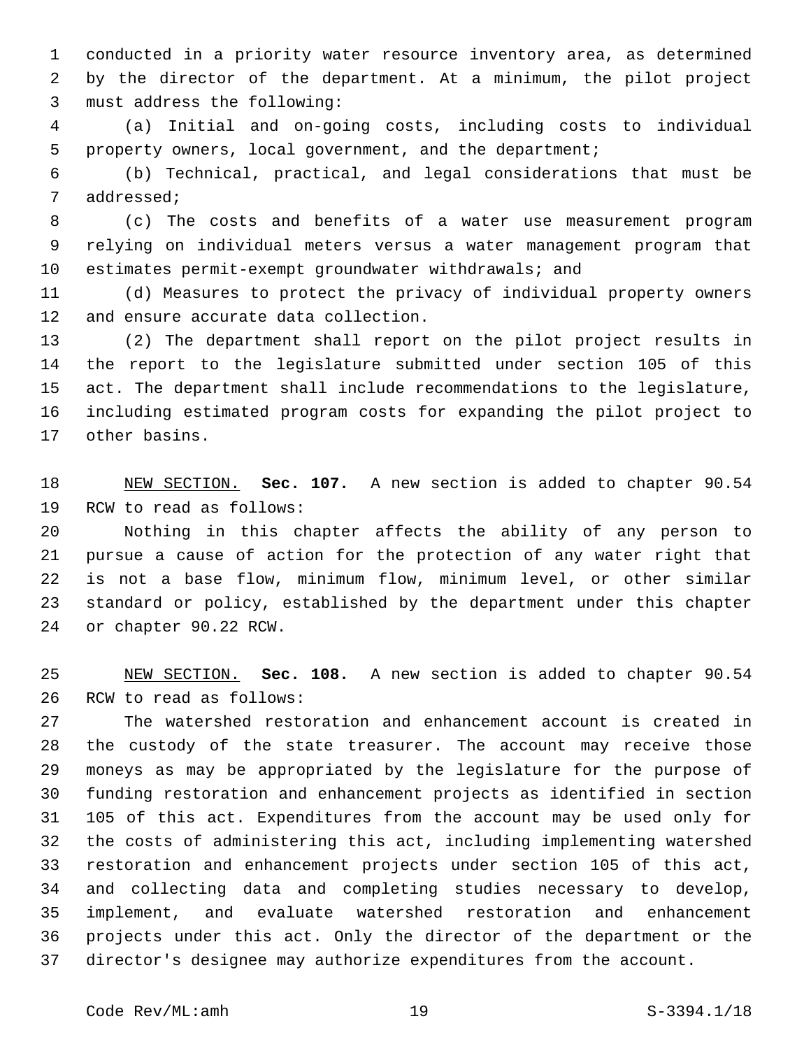conducted in a priority water resource inventory area, as determined by the director of the department. At a minimum, the pilot project must address the following:

(a) Initial and on-going costs, including costs to individual property owners, local government, and the department;

(b) Technical, practical, and legal considerations that must be addressed;

(c) The costs and benefits of a water use measurement program relying on individual meters versus a water management program that estimates permit-exempt groundwater withdrawals; and

(d) Measures to protect the privacy of individual property owners and ensure accurate data collection.

(2) The department shall report on the pilot project results in the report to the legislature submitted under section 105 of this act. The department shall include recommendations to the legislature, including estimated program costs for expanding the pilot project to other basins.

NEW SECTION. **Sec. 107.** A new section is added to chapter 90.54 RCW to read as follows:

Nothing in this chapter affects the ability of any person to pursue a cause of action for the protection of any water right that is not a base flow, minimum flow, minimum level, or other similar standard or policy, established by the department under this chapter or chapter 90.22 RCW.

NEW SECTION. **Sec. 108.** A new section is added to chapter 90.54 RCW to read as follows:

The watershed restoration and enhancement account is created in the custody of the state treasurer. The account may receive those moneys as may be appropriated by the legislature for the purpose of funding restoration and enhancement projects as identified in section 105 of this act. Expenditures from the account may be used only for the costs of administering this act, including implementing watershed restoration and enhancement projects under section 105 of this act, and collecting data and completing studies necessary to develop, implement, and evaluate watershed restoration and enhancement projects under this act. Only the director of the department or the director's designee may authorize expenditures from the account.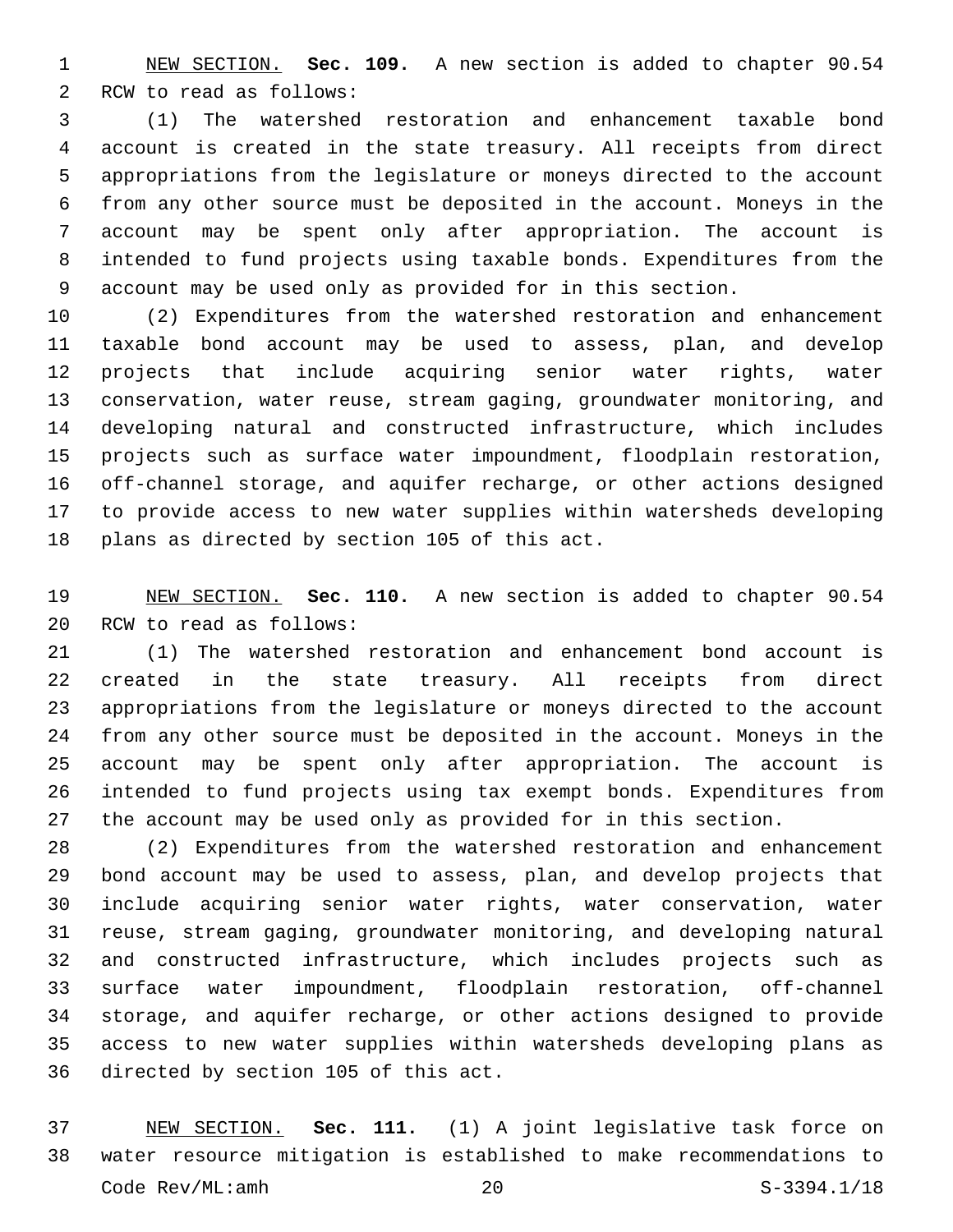NEW SECTION. **Sec. 109.** A new section is added to chapter 90.54 RCW to read as follows:

(1) The watershed restoration and enhancement taxable bond account is created in the state treasury. All receipts from direct appropriations from the legislature or moneys directed to the account from any other source must be deposited in the account. Moneys in the account may be spent only after appropriation. The account is intended to fund projects using taxable bonds. Expenditures from the account may be used only as provided for in this section.

(2) Expenditures from the watershed restoration and enhancement taxable bond account may be used to assess, plan, and develop projects that include acquiring senior water rights, water conservation, water reuse, stream gaging, groundwater monitoring, and developing natural and constructed infrastructure, which includes projects such as surface water impoundment, floodplain restoration, off-channel storage, and aquifer recharge, or other actions designed to provide access to new water supplies within watersheds developing plans as directed by section 105 of this act.

NEW SECTION. **Sec. 110.** A new section is added to chapter 90.54 RCW to read as follows:

(1) The watershed restoration and enhancement bond account is created in the state treasury. All receipts from direct appropriations from the legislature or moneys directed to the account from any other source must be deposited in the account. Moneys in the account may be spent only after appropriation. The account is intended to fund projects using tax exempt bonds. Expenditures from the account may be used only as provided for in this section.

(2) Expenditures from the watershed restoration and enhancement bond account may be used to assess, plan, and develop projects that include acquiring senior water rights, water conservation, water reuse, stream gaging, groundwater monitoring, and developing natural and constructed infrastructure, which includes projects such as surface water impoundment, floodplain restoration, off-channel storage, and aquifer recharge, or other actions designed to provide access to new water supplies within watersheds developing plans as directed by section 105 of this act.

NEW SECTION. **Sec. 111.** (1) A joint legislative task force on water resource mitigation is established to make recommendations to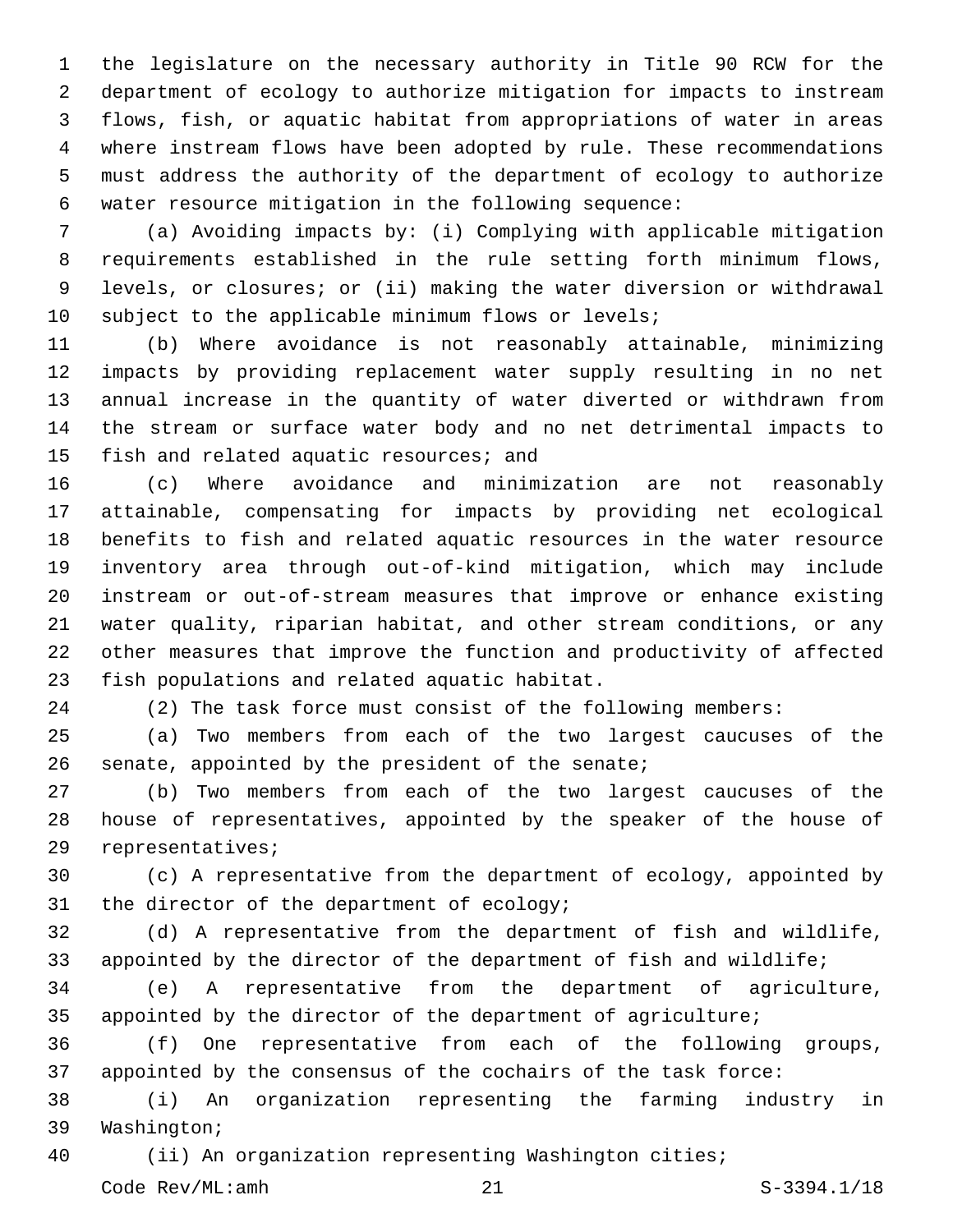the legislature on the necessary authority in Title 90 RCW for the department of ecology to authorize mitigation for impacts to instream flows, fish, or aquatic habitat from appropriations of water in areas where instream flows have been adopted by rule. These recommendations must address the authority of the department of ecology to authorize water resource mitigation in the following sequence:

(a) Avoiding impacts by: (i) Complying with applicable mitigation requirements established in the rule setting forth minimum flows, levels, or closures; or (ii) making the water diversion or withdrawal subject to the applicable minimum flows or levels;

(b) Where avoidance is not reasonably attainable, minimizing impacts by providing replacement water supply resulting in no net annual increase in the quantity of water diverted or withdrawn from the stream or surface water body and no net detrimental impacts to fish and related aquatic resources; and

(c) Where avoidance and minimization are not reasonably attainable, compensating for impacts by providing net ecological benefits to fish and related aquatic resources in the water resource inventory area through out-of-kind mitigation, which may include instream or out-of-stream measures that improve or enhance existing water quality, riparian habitat, and other stream conditions, or any other measures that improve the function and productivity of affected fish populations and related aquatic habitat.

(2) The task force must consist of the following members:

(a) Two members from each of the two largest caucuses of the senate, appointed by the president of the senate;

(b) Two members from each of the two largest caucuses of the house of representatives, appointed by the speaker of the house of representatives;

(c) A representative from the department of ecology, appointed by the director of the department of ecology;

(d) A representative from the department of fish and wildlife, appointed by the director of the department of fish and wildlife;

(e) A representative from the department of agriculture, appointed by the director of the department of agriculture;

(f) One representative from each of the following groups, appointed by the consensus of the cochairs of the task force:

(i) An organization representing the farming industry in Washington;

(ii) An organization representing Washington cities;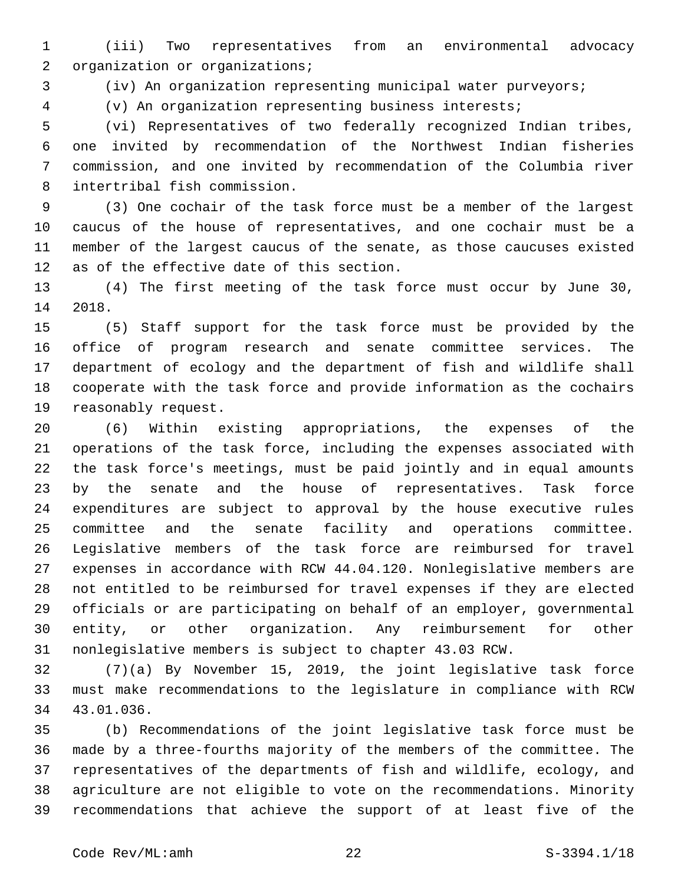(iii) Two representatives from an environmental advocacy organization or organizations;

(iv) An organization representing municipal water purveyors;

(v) An organization representing business interests;

(vi) Representatives of two federally recognized Indian tribes, one invited by recommendation of the Northwest Indian fisheries commission, and one invited by recommendation of the Columbia river intertribal fish commission.

(3) One cochair of the task force must be a member of the largest caucus of the house of representatives, and one cochair must be a member of the largest caucus of the senate, as those caucuses existed as of the effective date of this section.

(4) The first meeting of the task force must occur by June 30, 2018.

(5) Staff support for the task force must be provided by the office of program research and senate committee services. The department of ecology and the department of fish and wildlife shall cooperate with the task force and provide information as the cochairs reasonably request.

(6) Within existing appropriations, the expenses of the operations of the task force, including the expenses associated with the task force's meetings, must be paid jointly and in equal amounts by the senate and the house of representatives. Task force expenditures are subject to approval by the house executive rules committee and the senate facility and operations committee. Legislative members of the task force are reimbursed for travel expenses in accordance with RCW 44.04.120. Nonlegislative members are not entitled to be reimbursed for travel expenses if they are elected officials or are participating on behalf of an employer, governmental entity, or other organization. Any reimbursement for other nonlegislative members is subject to chapter 43.03 RCW.

(7)(a) By November 15, 2019, the joint legislative task force must make recommendations to the legislature in compliance with RCW 43.01.036.

(b) Recommendations of the joint legislative task force must be made by a three-fourths majority of the members of the committee. The representatives of the departments of fish and wildlife, ecology, and agriculture are not eligible to vote on the recommendations. Minority recommendations that achieve the support of at least five of the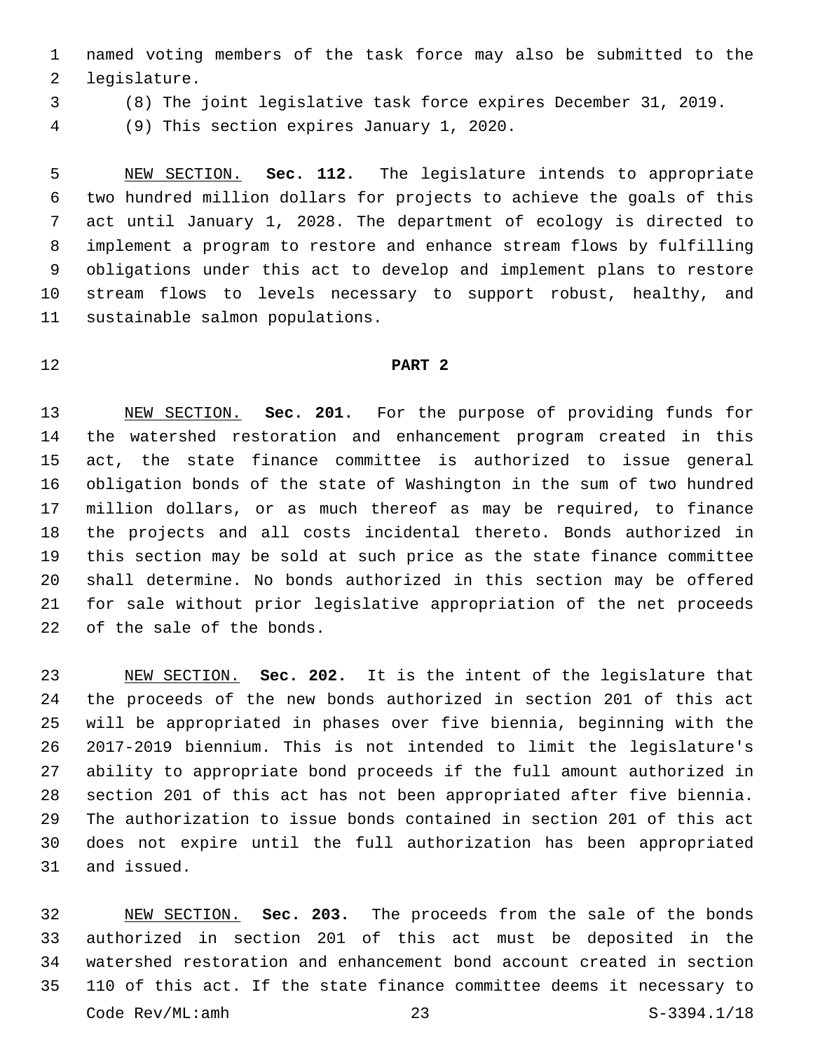named voting members of the task force may also be submitted to the legislature.

(8) The joint legislative task force expires December 31, 2019.

(9) This section expires January 1, 2020.

NEW SECTION. **Sec. 112.** The legislature intends to appropriate two hundred million dollars for projects to achieve the goals of this act until January 1, 2028. The department of ecology is directed to implement a program to restore and enhance stream flows by fulfilling obligations under this act to develop and implement plans to restore stream flows to levels necessary to support robust, healthy, and sustainable salmon populations.

**PART 2**

NEW SECTION. **Sec. 201.** For the purpose of providing funds for the watershed restoration and enhancement program created in this act, the state finance committee is authorized to issue general obligation bonds of the state of Washington in the sum of two hundred million dollars, or as much thereof as may be required, to finance the projects and all costs incidental thereto. Bonds authorized in this section may be sold at such price as the state finance committee shall determine. No bonds authorized in this section may be offered for sale without prior legislative appropriation of the net proceeds of the sale of the bonds.

NEW SECTION. **Sec. 202.** It is the intent of the legislature that the proceeds of the new bonds authorized in section 201 of this act will be appropriated in phases over five biennia, beginning with the 2017-2019 biennium. This is not intended to limit the legislature's ability to appropriate bond proceeds if the full amount authorized in section 201 of this act has not been appropriated after five biennia. The authorization to issue bonds contained in section 201 of this act does not expire until the full authorization has been appropriated and issued.

NEW SECTION. **Sec. 203.** The proceeds from the sale of the bonds authorized in section 201 of this act must be deposited in the watershed restoration and enhancement bond account created in section 110 of this act. If the state finance committee deems it necessary to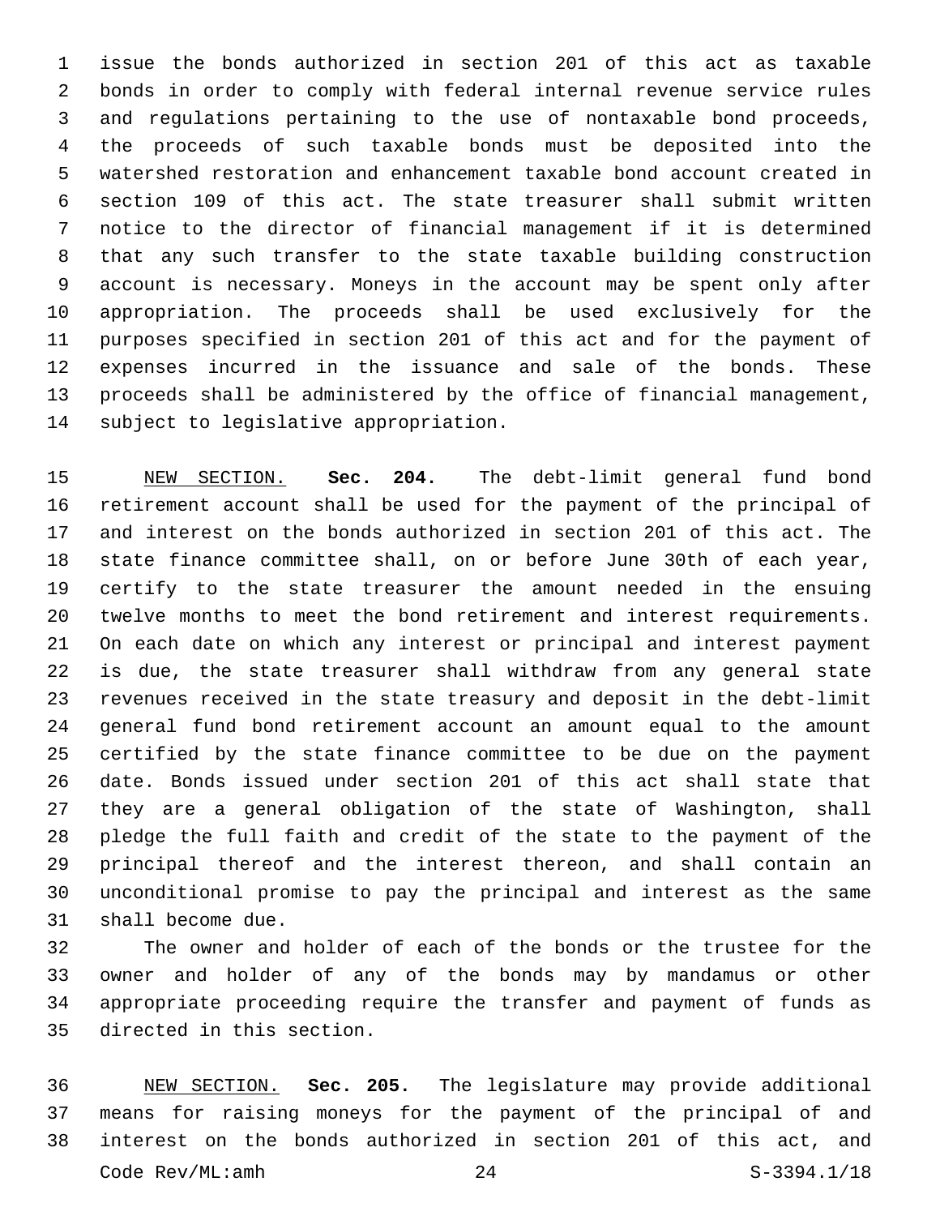issue the bonds authorized in section 201 of this act as taxable bonds in order to comply with federal internal revenue service rules and regulations pertaining to the use of nontaxable bond proceeds, the proceeds of such taxable bonds must be deposited into the watershed restoration and enhancement taxable bond account created in section 109 of this act. The state treasurer shall submit written notice to the director of financial management if it is determined that any such transfer to the state taxable building construction account is necessary. Moneys in the account may be spent only after appropriation. The proceeds shall be used exclusively for the purposes specified in section 201 of this act and for the payment of expenses incurred in the issuance and sale of the bonds. These proceeds shall be administered by the office of financial management, subject to legislative appropriation.

NEW SECTION. **Sec. 204.** The debt-limit general fund bond retirement account shall be used for the payment of the principal of and interest on the bonds authorized in section 201 of this act. The state finance committee shall, on or before June 30th of each year, certify to the state treasurer the amount needed in the ensuing twelve months to meet the bond retirement and interest requirements. On each date on which any interest or principal and interest payment is due, the state treasurer shall withdraw from any general state revenues received in the state treasury and deposit in the debt-limit general fund bond retirement account an amount equal to the amount certified by the state finance committee to be due on the payment date. Bonds issued under section 201 of this act shall state that they are a general obligation of the state of Washington, shall pledge the full faith and credit of the state to the payment of the principal thereof and the interest thereon, and shall contain an unconditional promise to pay the principal and interest as the same shall become due.

The owner and holder of each of the bonds or the trustee for the owner and holder of any of the bonds may by mandamus or other appropriate proceeding require the transfer and payment of funds as directed in this section.

NEW SECTION. **Sec. 205.** The legislature may provide additional means for raising moneys for the payment of the principal of and interest on the bonds authorized in section 201 of this act, and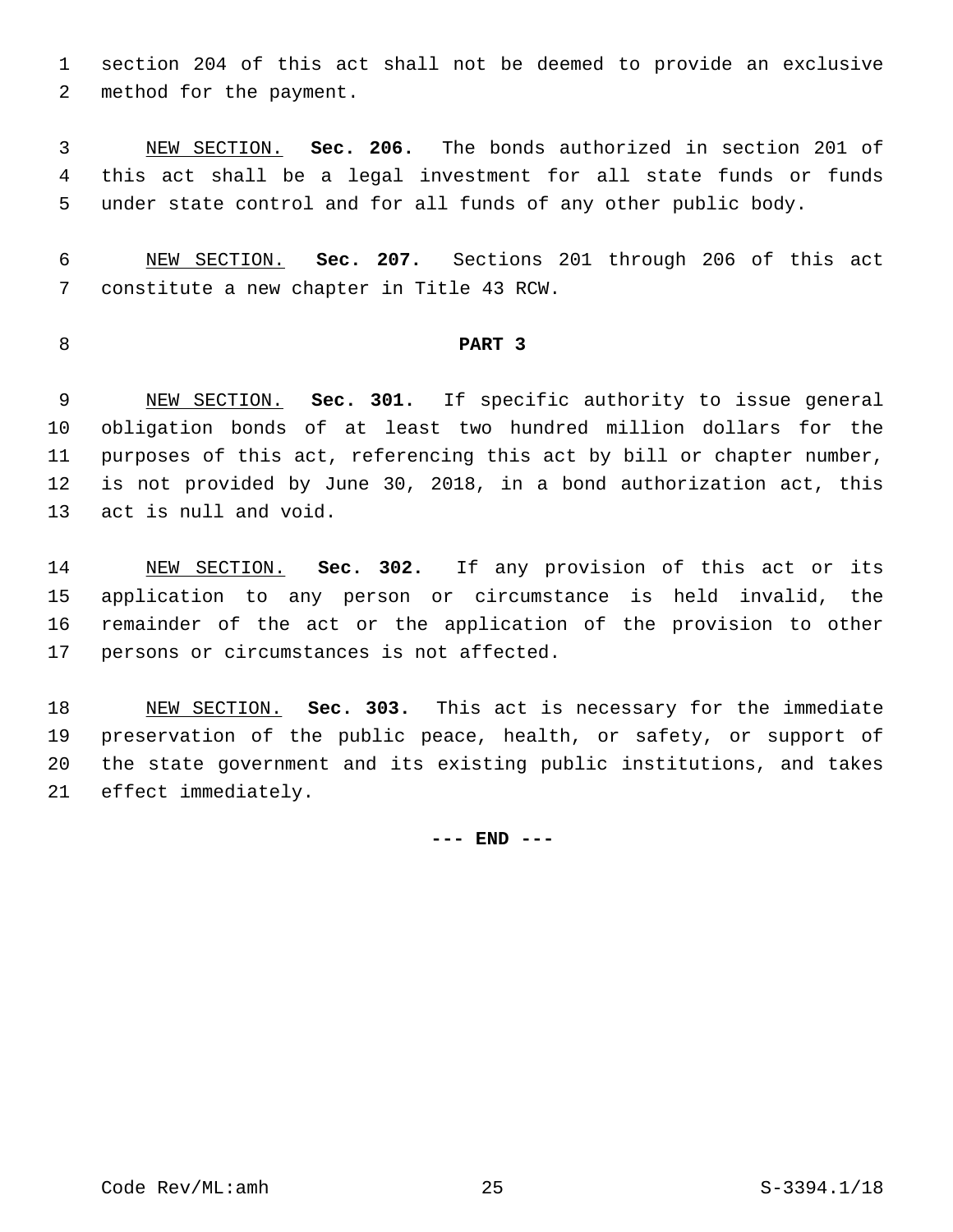section 204 of this act shall not be deemed to provide an exclusive method for the payment.

NEW SECTION. **Sec. 206.** The bonds authorized in section 201 of this act shall be a legal investment for all state funds or funds under state control and for all funds of any other public body.

NEW SECTION. **Sec. 207.** Sections 201 through 206 of this act constitute a new chapter in Title 43 RCW.

**PART 3**

NEW SECTION. **Sec. 301.** If specific authority to issue general obligation bonds of at least two hundred million dollars for the purposes of this act, referencing this act by bill or chapter number, is not provided by June 30, 2018, in a bond authorization act, this act is null and void.

NEW SECTION. **Sec. 302.** If any provision of this act or its application to any person or circumstance is held invalid, the remainder of the act or the application of the provision to other persons or circumstances is not affected.

NEW SECTION. **Sec. 303.** This act is necessary for the immediate preservation of the public peace, health, or safety, or support of the state government and its existing public institutions, and takes effect immediately.

**--- END ---**